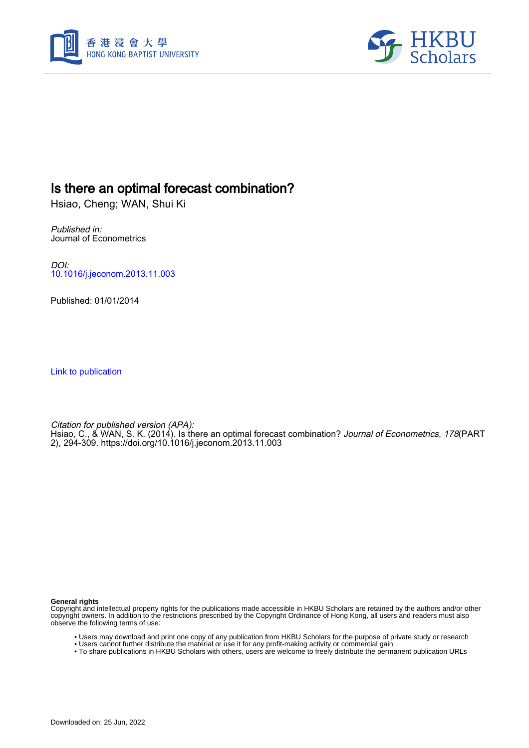# Is there an optimal forecast combination?

Hsiao, Cheng; WAN, Shui Ki

*Published in:*
Journal of Econometrics

*DOI:*
10.1016/j.jeconom.2013.11.003

Published: 01/01/2014

Link to publication

*Citation for published version (APA):*
Hsiao, C., & WAN, S. K. (2014). Is there an optimal forecast combination? *Journal of Econometrics*, *178*(PART 2), 294-309. https://doi.org/10.1016/j.jeconom.2013.11.003

**General rights**
Copyright and intellectual property rights for the publications made accessible in HKBU Scholars are retained by the authors and/or other copyright owners. In addition to the restrictions prescribed by the Copyright Ordinance of Hong Kong, all users and readers must also observe the following terms of use:

- Users may download and print one copy of any publication from HKBU Scholars for the purpose of private study or research
- Users cannot further distribute the material or use it for any profit-making activity or commercial gain
- To share publications in HKBU Scholars with others, users are welcome to freely distribute the permanent publication URLs

Downloaded on: 25 Jun, 2022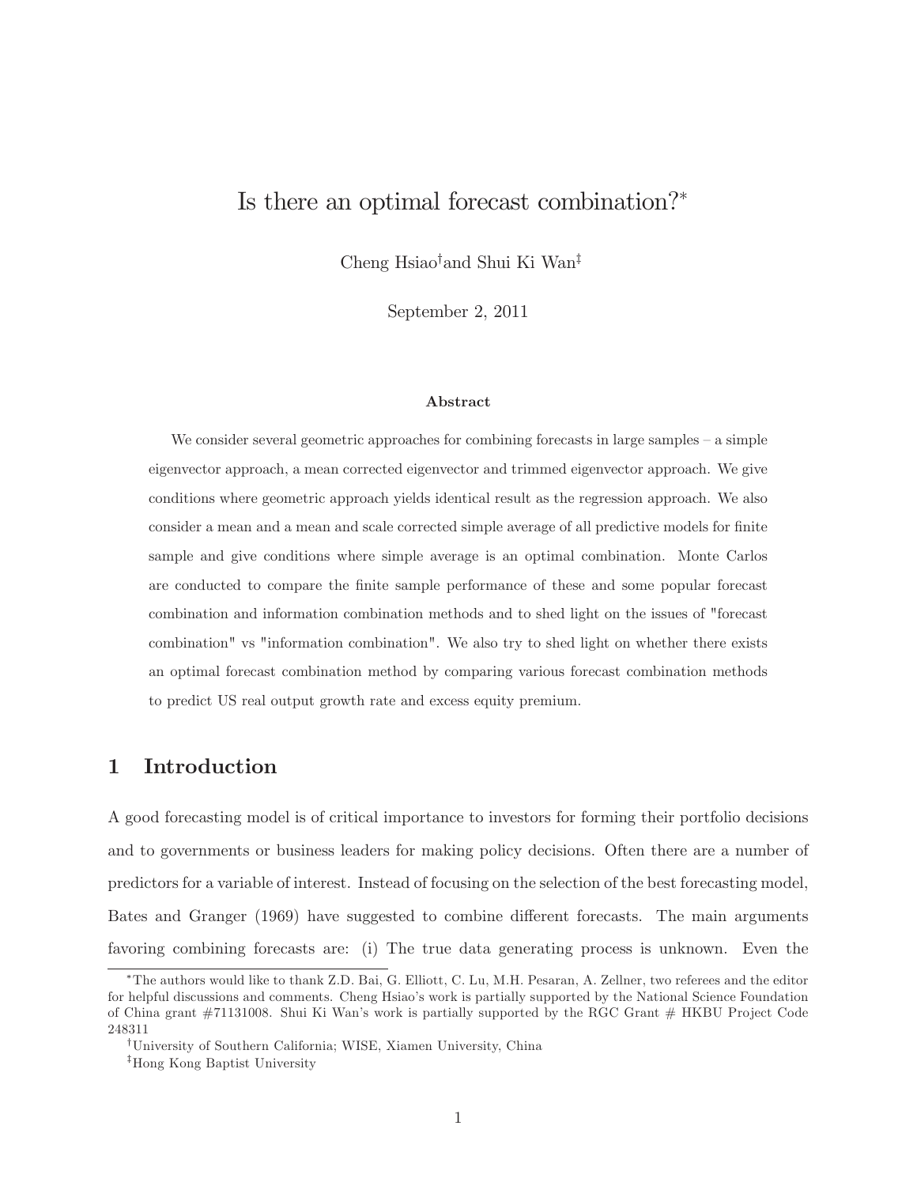# Is there an optimal forecast combination?*

Cheng Hsiao[†] and Shui Ki Wan[‡]

September 2, 2011

**Abstract**

We consider several geometric approaches for combining forecasts in large samples – a simple eigenvector approach, a mean corrected eigenvector and trimmed eigenvector approach. We give conditions where geometric approach yields identical result as the regression approach. We also consider a mean and a mean and scale corrected simple average of all predictive models for finite sample and give conditions where simple average is an optimal combination. Monte Carlos are conducted to compare the finite sample performance of these and some popular forecast combination and information combination methods and to shed light on the issues of "forecast combination" vs "information combination". We also try to shed light on whether there exists an optimal forecast combination method by comparing various forecast combination methods to predict US real output growth rate and excess equity premium.

## 1 Introduction

A good forecasting model is of critical importance to investors for forming their portfolio decisions and to governments or business leaders for making policy decisions. Often there are a number of predictors for a variable of interest. Instead of focusing on the selection of the best forecasting model, Bates and Granger (1969) have suggested to combine different forecasts. The main arguments favoring combining forecasts are: (i) The true data generating process is unknown. Even the

---

*The authors would like to thank Z.D. Bai, G. Elliott, C. Lu, M.H. Pesaran, A. Zellner, two referees and the editor for helpful discussions and comments. Cheng Hsiao's work is partially supported by the National Science Foundation of China grant #71131008. Shui Ki Wan's work is partially supported by the RGC Grant # HKBU Project Code 248311

[†]University of Southern California; WISE, Xiamen University, China

[‡]Hong Kong Baptist University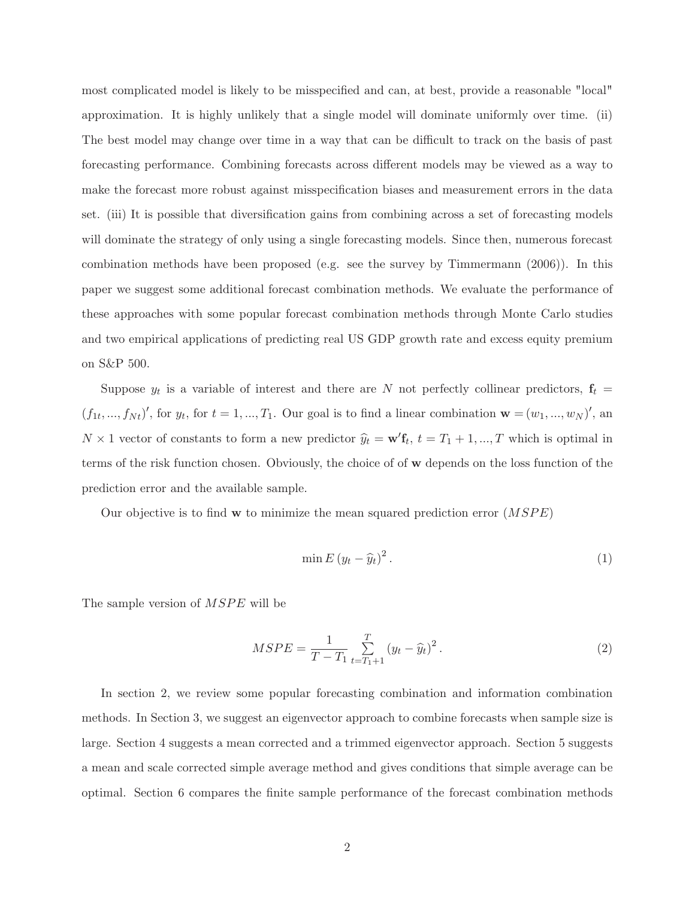most complicated model is likely to be misspecified and can, at best, provide a reasonable "local" approximation. It is highly unlikely that a single model will dominate uniformly over time. (ii) The best model may change over time in a way that can be difficult to track on the basis of past forecasting performance. Combining forecasts across different models may be viewed as a way to make the forecast more robust against misspecification biases and measurement errors in the data set. (iii) It is possible that diversification gains from combining across a set of forecasting models will dominate the strategy of only using a single forecasting models. Since then, numerous forecast combination methods have been proposed (e.g. see the survey by Timmermann (2006)). In this paper we suggest some additional forecast combination methods. We evaluate the performance of these approaches with some popular forecast combination methods through Monte Carlo studies and two empirical applications of predicting real US GDP growth rate and excess equity premium on S&P 500.

Suppose $y_t$ is a variable of interest and there are $N$ not perfectly collinear predictors, $\mathbf{f}_t = (f_{1t}, ..., f_{Nt})'$, for $y_t$, for $t = 1, ..., T_1$. Our goal is to find a linear combination $\mathbf{w} = (w_1, ..., w_N)'$, an $N \times 1$ vector of constants to form a new predictor $\widehat{y}_t = \mathbf{w}'\mathbf{f}_t$, $t = T_1 + 1, ..., T$ which is optimal in terms of the risk function chosen. Obviously, the choice of of $\mathbf{w}$ depends on the loss function of the prediction error and the available sample.

Our objective is to find $\mathbf{w}$ to minimize the mean squared prediction error ($MSPE$)

$$\min E\left(y_t - \widehat{y}_t\right)^2. \tag{1}$$

The sample version of $MSPE$ will be

$$MSPE = \frac{1}{T - T_1} \sum_{t=T_1+1}^{T} \left(y_t - \widehat{y}_t\right)^2. \tag{2}$$

In section 2, we review some popular forecasting combination and information combination methods. In Section 3, we suggest an eigenvector approach to combine forecasts when sample size is large. Section 4 suggests a mean corrected and a trimmed eigenvector approach. Section 5 suggests a mean and scale corrected simple average method and gives conditions that simple average can be optimal. Section 6 compares the finite sample performance of the forecast combination methods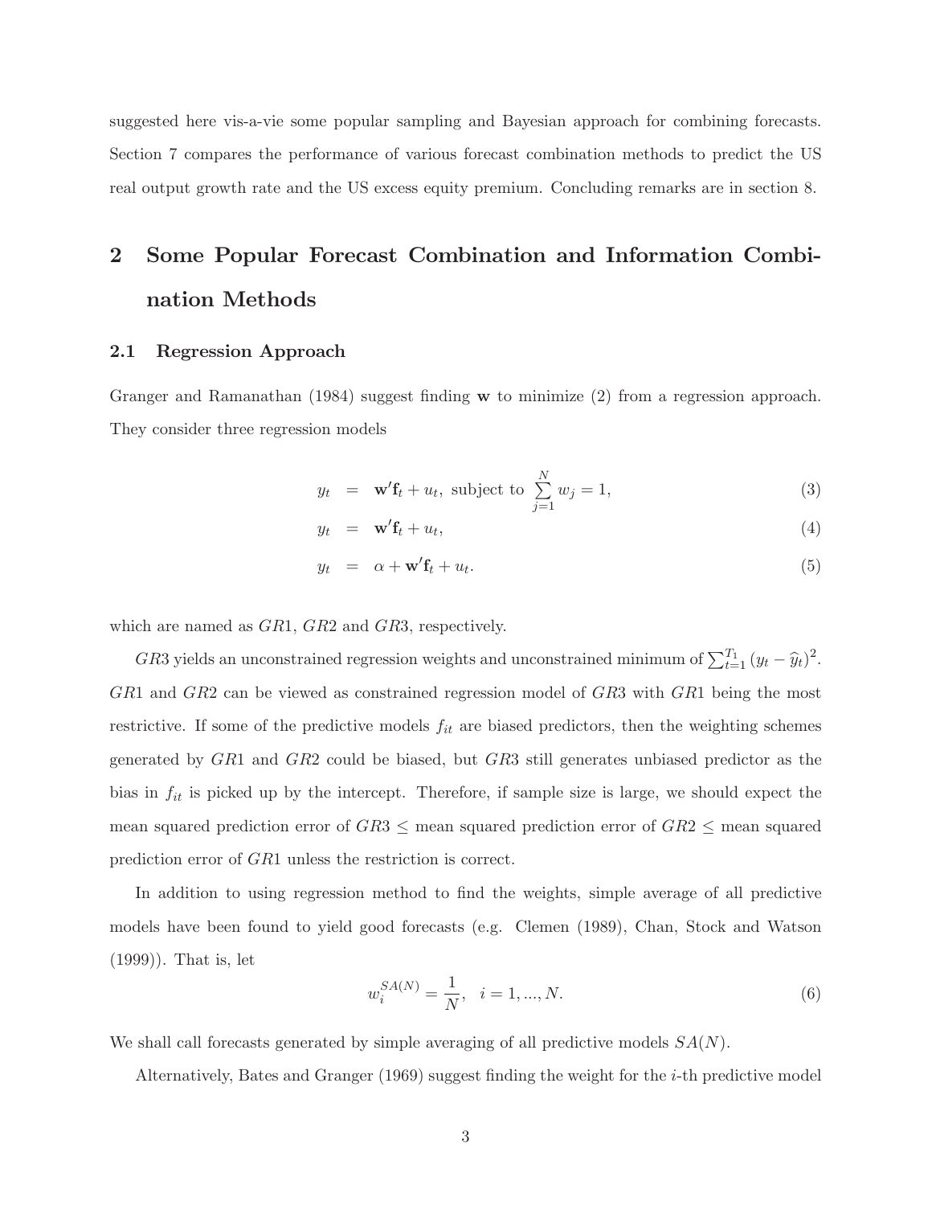suggested here vis-a-vie some popular sampling and Bayesian approach for combining forecasts. Section 7 compares the performance of various forecast combination methods to predict the US real output growth rate and the US excess equity premium. Concluding remarks are in section 8.

## 2 Some Popular Forecast Combination and Information Combination Methods

### 2.1 Regression Approach

Granger and Ramanathan (1984) suggest finding $\mathbf{w}$ to minimize (2) from a regression approach. They consider three regression models

$$
\begin{aligned}
y_t &= \mathbf{w}'\mathbf{f}_t + u_t, \text{ subject to } \sum_{j=1}^{N} w_j = 1, &(3)\\
y_t &= \mathbf{w}'\mathbf{f}_t + u_t, &(4)\\
y_t &= \alpha + \mathbf{w}'\mathbf{f}_t + u_t. &(5)
\end{aligned}
$$

which are named as $GR1$, $GR2$ and $GR3$, respectively.

$GR3$ yields an unconstrained regression weights and unconstrained minimum of $\sum_{t=1}^{T_1}(y_t - \widehat{y}_t)^2$. $GR1$ and $GR2$ can be viewed as constrained regression model of $GR3$ with $GR1$ being the most restrictive. If some of the predictive models $f_{it}$ are biased predictors, then the weighting schemes generated by $GR1$ and $GR2$ could be biased, but $GR3$ still generates unbiased predictor as the bias in $f_{it}$ is picked up by the intercept. Therefore, if sample size is large, we should expect the mean squared prediction error of $GR3 \leq$ mean squared prediction error of $GR2 \leq$ mean squared prediction error of $GR1$ unless the restriction is correct.

In addition to using regression method to find the weights, simple average of all predictive models have been found to yield good forecasts (e.g. Clemen (1989), Chan, Stock and Watson (1999)). That is, let

$$
w_i^{SA(N)} = \frac{1}{N}, \quad i = 1, ..., N. \tag{6}
$$

We shall call forecasts generated by simple averaging of all predictive models $SA(N)$.

Alternatively, Bates and Granger (1969) suggest finding the weight for the $i$-th predictive model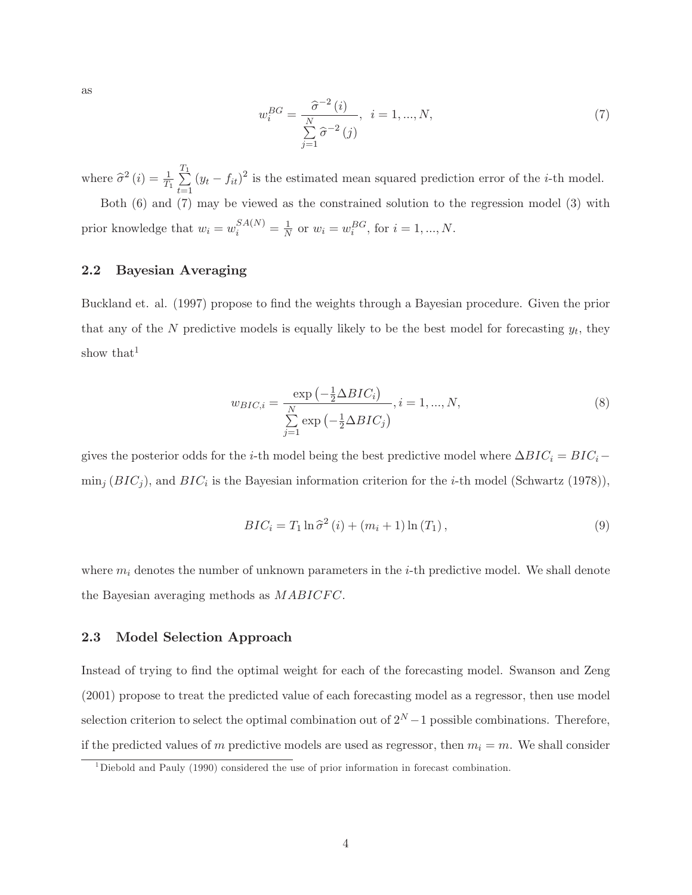as

$$w_i^{BG} = \frac{\widehat{\sigma}^{-2}(i)}{\sum\limits_{j=1}^{N} \widehat{\sigma}^{-2}(j)}, \quad i = 1, ..., N, \tag{7}$$

where $\widehat{\sigma}^2(i) = \frac{1}{T_1} \sum\limits_{t=1}^{T_1} (y_t - f_{it})^2$ is the estimated mean squared prediction error of the $i$-th model.

Both (6) and (7) may be viewed as the constrained solution to the regression model (3) with prior knowledge that $w_i = w_i^{SA(N)} = \frac{1}{N}$ or $w_i = w_i^{BG}$, for $i = 1, ..., N$.

### 2.2 Bayesian Averaging

Buckland et. al. (1997) propose to find the weights through a Bayesian procedure. Given the prior that any of the $N$ predictive models is equally likely to be the best model for forecasting $y_t$, they show that[1]

$$w_{BIC,i} = \frac{\exp\left(-\frac{1}{2}\Delta BIC_i\right)}{\sum\limits_{j=1}^{N} \exp\left(-\frac{1}{2}\Delta BIC_j\right)}, i = 1, ..., N, \tag{8}$$

gives the posterior odds for the $i$-th model being the best predictive model where $\Delta BIC_i = BIC_i - \min_j (BIC_j)$, and $BIC_i$ is the Bayesian information criterion for the $i$-th model (Schwartz (1978)),

$$BIC_i = T_1 \ln \widehat{\sigma}^2(i) + (m_i + 1) \ln (T_1), \tag{9}$$

where $m_i$ denotes the number of unknown parameters in the $i$-th predictive model. We shall denote the Bayesian averaging methods as $MABICFC$.

### 2.3 Model Selection Approach

Instead of trying to find the optimal weight for each of the forecasting model. Swanson and Zeng (2001) propose to treat the predicted value of each forecasting model as a regressor, then use model selection criterion to select the optimal combination out of $2^N - 1$ possible combinations. Therefore, if the predicted values of $m$ predictive models are used as regressor, then $m_i = m$. We shall consider

[1] Diebold and Pauly (1990) considered the use of prior information in forecast combination.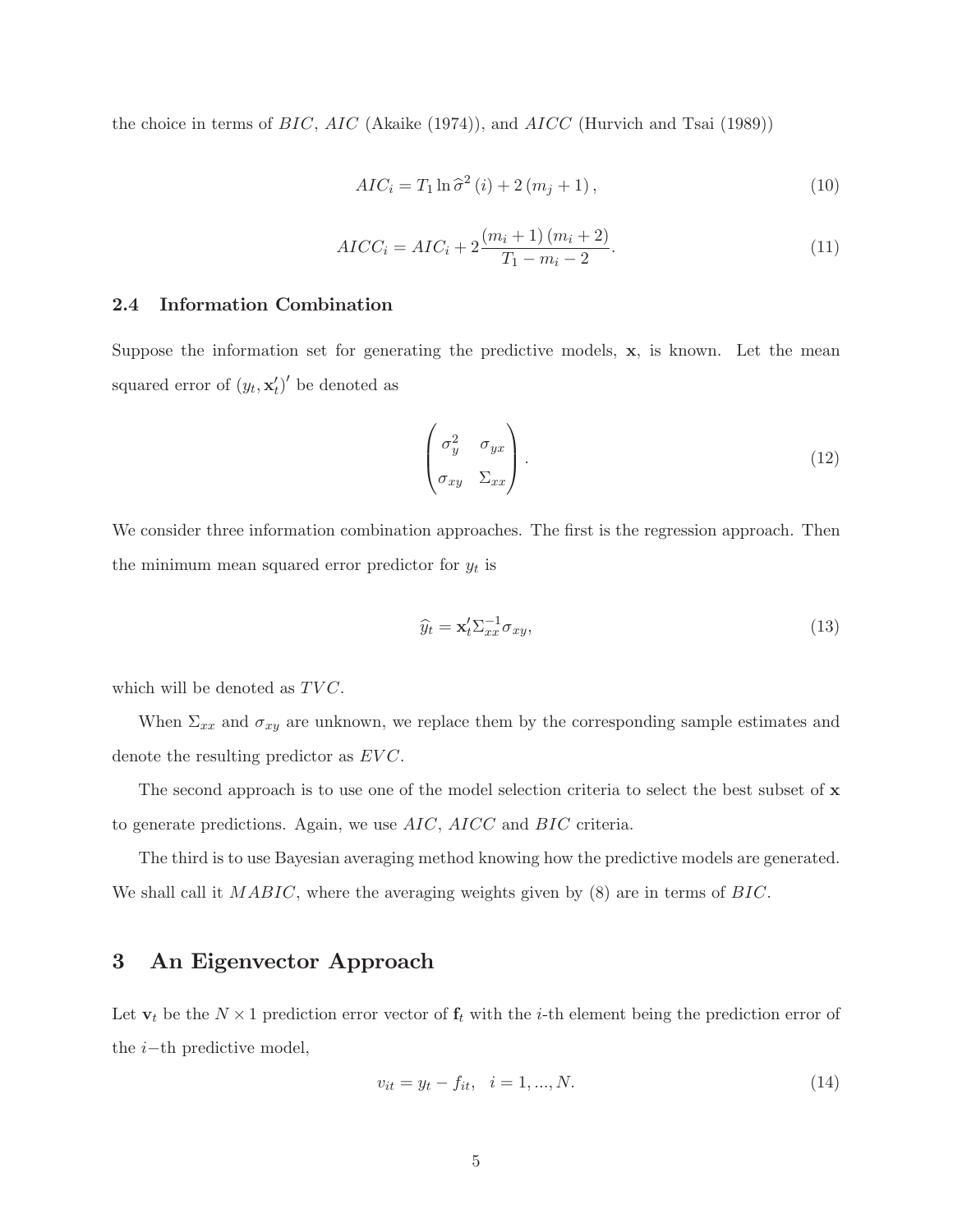the choice in terms of $BIC$, $AIC$ (Akaike (1974)), and $AICC$ (Hurvich and Tsai (1989))

$$AIC_i = T_1 \ln \widehat{\sigma}^2 (i) + 2 (m_j + 1), \tag{10}$$

$$AICC_i = AIC_i + 2 \frac{(m_i + 1)(m_i + 2)}{T_1 - m_i - 2}. \tag{11}$$

### 2.4 Information Combination

Suppose the information set for generating the predictive models, $\mathbf{x}$, is known. Let the mean squared error of $(y_t, \mathbf{x}_t')'$ be denoted as

$$\begin{pmatrix} \sigma_y^2 & \sigma_{yx} \\ \sigma_{xy} & \Sigma_{xx} \end{pmatrix}. \tag{12}$$

We consider three information combination approaches. The first is the regression approach. Then the minimum mean squared error predictor for $y_t$ is

$$\widehat{y}_t = \mathbf{x}_t' \Sigma_{xx}^{-1} \sigma_{xy}, \tag{13}$$

which will be denoted as $TVC$.

When $\Sigma_{xx}$ and $\sigma_{xy}$ are unknown, we replace them by the corresponding sample estimates and denote the resulting predictor as $EVC$.

The second approach is to use one of the model selection criteria to select the best subset of $\mathbf{x}$ to generate predictions. Again, we use $AIC$, $AICC$ and $BIC$ criteria.

The third is to use Bayesian averaging method knowing how the predictive models are generated. We shall call it $MABIC$, where the averaging weights given by (8) are in terms of $BIC$.

## 3 An Eigenvector Approach

Let $\mathbf{v}_t$ be the $N \times 1$ prediction error vector of $\mathbf{f}_t$ with the $i$-th element being the prediction error of the $i-$th predictive model,

$$v_{it} = y_t - f_{it}, \quad i = 1, ..., N. \tag{14}$$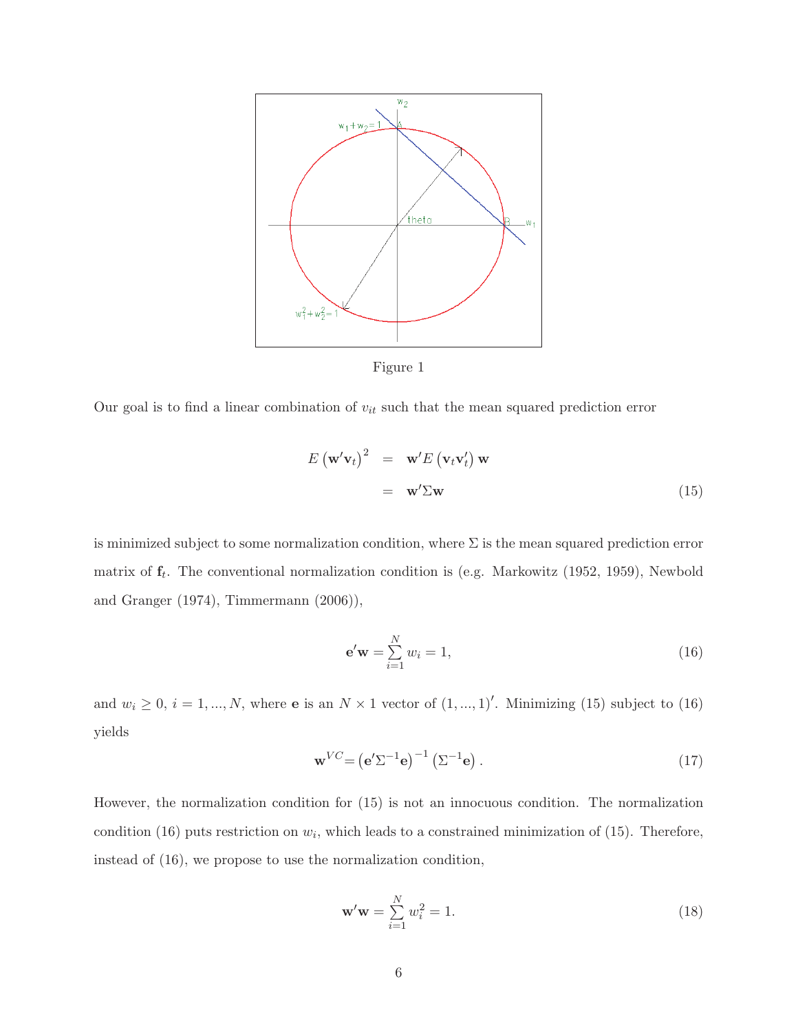Figure 1

Our goal is to find a linear combination of $v_{it}$ such that the mean squared prediction error

$$
\begin{aligned}
E\left(\mathbf{w}'\mathbf{v}_t\right)^2 &= \mathbf{w}'E\left(\mathbf{v}_t\mathbf{v}_t'\right)\mathbf{w} \\
&= \mathbf{w}'\Sigma\mathbf{w} \qquad (15)
\end{aligned}
$$

is minimized subject to some normalization condition, where $\Sigma$ is the mean squared prediction error matrix of $\mathbf{f}_t$. The conventional normalization condition is (e.g. Markowitz (1952, 1959), Newbold and Granger (1974), Timmermann (2006)),

$$
\mathbf{e}'\mathbf{w} = \sum_{i=1}^{N} w_i = 1, \qquad (16)
$$

and $w_i \geq 0$, $i = 1, ..., N$, where $\mathbf{e}$ is an $N \times 1$ vector of $(1, ..., 1)'$. Minimizing (15) subject to (16) yields

$$
\mathbf{w}^{VC} = \left(\mathbf{e}'\Sigma^{-1}\mathbf{e}\right)^{-1}\left(\Sigma^{-1}\mathbf{e}\right). \qquad (17)
$$

However, the normalization condition for (15) is not an innocuous condition. The normalization condition (16) puts restriction on $w_i$, which leads to a constrained minimization of (15). Therefore, instead of (16), we propose to use the normalization condition,

$$
\mathbf{w}'\mathbf{w} = \sum_{i=1}^{N} w_i^2 = 1. \qquad (18)
$$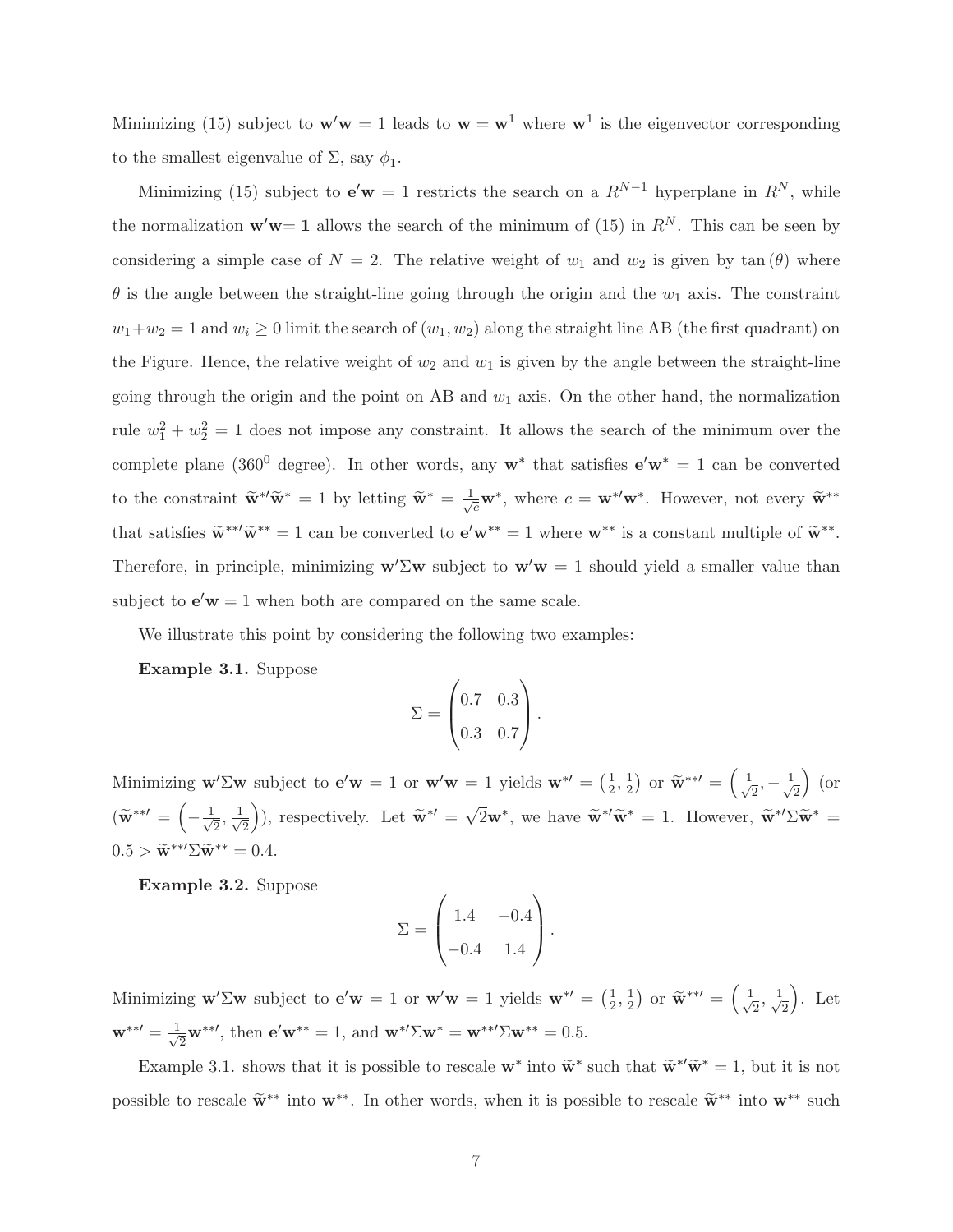Minimizing (15) subject to $\mathbf{w}'\mathbf{w} = 1$ leads to $\mathbf{w} = \mathbf{w}^1$ where $\mathbf{w}^1$ is the eigenvector corresponding to the smallest eigenvalue of $\Sigma$, say $\phi_1$.

Minimizing (15) subject to $\mathbf{e}'\mathbf{w} = 1$ restricts the search on a $R^{N-1}$ hyperplane in $R^N$, while the normalization $\mathbf{w}'\mathbf{w} = \mathbf{1}$ allows the search of the minimum of (15) in $R^N$. This can be seen by considering a simple case of $N = 2$. The relative weight of $w_1$ and $w_2$ is given by $\tan(\theta)$ where $\theta$ is the angle between the straight-line going through the origin and the $w_1$ axis. The constraint $w_1 + w_2 = 1$ and $w_i \geq 0$ limit the search of $(w_1, w_2)$ along the straight line AB (the first quadrant) on the Figure. Hence, the relative weight of $w_2$ and $w_1$ is given by the angle between the straight-line going through the origin and the point on AB and $w_1$ axis. On the other hand, the normalization rule $w_1^2 + w_2^2 = 1$ does not impose any constraint. It allows the search of the minimum over the complete plane ($360^0$ degree). In other words, any $\mathbf{w}^*$ that satisfies $\mathbf{e}'\mathbf{w}^* = 1$ can be converted to the constraint $\widetilde{\mathbf{w}}^{*\prime}\widetilde{\mathbf{w}}^* = 1$ by letting $\widetilde{\mathbf{w}}^* = \frac{1}{\sqrt{c}}\mathbf{w}^*$, where $c = \mathbf{w}^{*\prime}\mathbf{w}^*$. However, not every $\widetilde{\mathbf{w}}^{**}$ that satisfies $\widetilde{\mathbf{w}}^{**\prime}\widetilde{\mathbf{w}}^{**} = 1$ can be converted to $\mathbf{e}'\mathbf{w}^{**} = 1$ where $\mathbf{w}^{**}$ is a constant multiple of $\widetilde{\mathbf{w}}^{**}$. Therefore, in principle, minimizing $\mathbf{w}'\Sigma\mathbf{w}$ subject to $\mathbf{w}'\mathbf{w} = 1$ should yield a smaller value than subject to $\mathbf{e}'\mathbf{w} = 1$ when both are compared on the same scale.

We illustrate this point by considering the following two examples:

**Example 3.1.** Suppose

$$\Sigma = \begin{pmatrix} 0.7 & 0.3 \\ 0.3 & 0.7 \end{pmatrix}.$$

Minimizing $\mathbf{w}'\Sigma\mathbf{w}$ subject to $\mathbf{e}'\mathbf{w} = 1$ or $\mathbf{w}'\mathbf{w} = 1$ yields $\mathbf{w}^{*\prime} = \left(\frac{1}{2}, \frac{1}{2}\right)$ or $\widetilde{\mathbf{w}}^{**\prime} = \left(\frac{1}{\sqrt{2}}, -\frac{1}{\sqrt{2}}\right)$ (or $(\widetilde{\mathbf{w}}^{**\prime} = \left(-\frac{1}{\sqrt{2}}, \frac{1}{\sqrt{2}}\right))$, respectively. Let $\widetilde{\mathbf{w}}^{*\prime} = \sqrt{2}\mathbf{w}^*$, we have $\widetilde{\mathbf{w}}^{*\prime}\widetilde{\mathbf{w}}^* = 1$. However, $\widetilde{\mathbf{w}}^{*\prime}\Sigma\widetilde{\mathbf{w}}^* = 0.5 > \widetilde{\mathbf{w}}^{**\prime}\Sigma\widetilde{\mathbf{w}}^{**} = 0.4$.

**Example 3.2.** Suppose

$$\Sigma = \begin{pmatrix} 1.4 & -0.4 \\ -0.4 & 1.4 \end{pmatrix}.$$

Minimizing $\mathbf{w}'\Sigma\mathbf{w}$ subject to $\mathbf{e}'\mathbf{w} = 1$ or $\mathbf{w}'\mathbf{w} = 1$ yields $\mathbf{w}^{*\prime} = \left(\frac{1}{2}, \frac{1}{2}\right)$ or $\widetilde{\mathbf{w}}^{**\prime} = \left(\frac{1}{\sqrt{2}}, \frac{1}{\sqrt{2}}\right)$. Let $\mathbf{w}^{**\prime} = \frac{1}{\sqrt{2}}\mathbf{w}^{**\prime}$, then $\mathbf{e}'\mathbf{w}^{**} = 1$, and $\mathbf{w}^{*\prime}\Sigma\mathbf{w}^* = \mathbf{w}^{**\prime}\Sigma\mathbf{w}^{**} = 0.5$.

Example 3.1. shows that it is possible to rescale $\mathbf{w}^*$ into $\widetilde{\mathbf{w}}^*$ such that $\widetilde{\mathbf{w}}^{*\prime}\widetilde{\mathbf{w}}^* = 1$, but it is not possible to rescale $\widetilde{\mathbf{w}}^{**}$ into $\mathbf{w}^{**}$. In other words, when it is possible to rescale $\widetilde{\mathbf{w}}^{**}$ into $\mathbf{w}^{**}$ such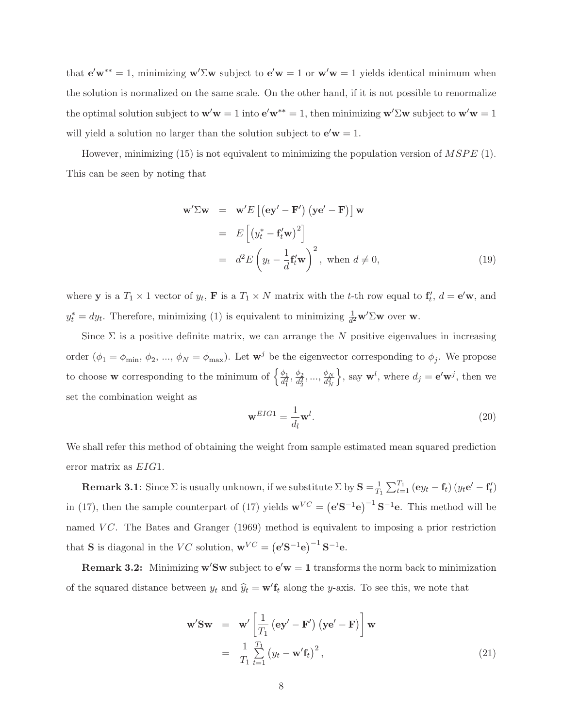that $\mathbf{e}'\mathbf{w}^{**} = 1$, minimizing $\mathbf{w}'\Sigma\mathbf{w}$ subject to $\mathbf{e}'\mathbf{w} = 1$ or $\mathbf{w}'\mathbf{w} = 1$ yields identical minimum when the solution is normalized on the same scale. On the other hand, if it is not possible to renormalize the optimal solution subject to $\mathbf{w}'\mathbf{w} = 1$ into $\mathbf{e}'\mathbf{w}^{**} = 1$, then minimizing $\mathbf{w}'\Sigma\mathbf{w}$ subject to $\mathbf{w}'\mathbf{w} = 1$ will yield a solution no larger than the solution subject to $\mathbf{e}'\mathbf{w} = 1$.

However, minimizing (15) is not equivalent to minimizing the population version of $MSPE$ (1). This can be seen by noting that

$$
\begin{aligned}
\mathbf{w}'\Sigma\mathbf{w} &= \mathbf{w}'E\left[\left(\mathbf{e}\mathbf{y}' - \mathbf{F}'\right)\left(\mathbf{y}\mathbf{e}' - \mathbf{F}\right)\right]\mathbf{w} \\
&= E\left[\left(y_t^* - \mathbf{f}_t'\mathbf{w}\right)^2\right] \\
&= d^2 E\left(y_t - \frac{1}{d}\mathbf{f}_t'\mathbf{w}\right)^2, \text{ when } d \neq 0,
\end{aligned} \tag{19}
$$

where $\mathbf{y}$ is a $T_1 \times 1$ vector of $y_t$, $\mathbf{F}$ is a $T_1 \times N$ matrix with the $t$-th row equal to $\mathbf{f}_t'$, $d = \mathbf{e}'\mathbf{w}$, and $y_t^* = dy_t$. Therefore, minimizing (1) is equivalent to minimizing $\frac{1}{d^2}\mathbf{w}'\Sigma\mathbf{w}$ over $\mathbf{w}$.

Since $\Sigma$ is a positive definite matrix, we can arrange the $N$ positive eigenvalues in increasing order ($\phi_1 = \phi_{\min}$, $\phi_2$, ..., $\phi_N = \phi_{\max}$). Let $\mathbf{w}^j$ be the eigenvector corresponding to $\phi_j$. We propose to choose $\mathbf{w}$ corresponding to the minimum of $\left\{\frac{\phi_1}{d_1^2}, \frac{\phi_2}{d_2^2}, ..., \frac{\phi_N}{d_N^2}\right\}$, say $\mathbf{w}^l$, where $d_j = \mathbf{e}'\mathbf{w}^j$, then we set the combination weight as

$$
\mathbf{w}^{EIG1} = \frac{1}{d_l}\mathbf{w}^l. \tag{20}
$$

We shall refer this method of obtaining the weight from sample estimated mean squared prediction error matrix as $EIG1$.

**Remark 3.1**: Since $\Sigma$ is usually unknown, if we substitute $\Sigma$ by $\mathbf{S} = \frac{1}{T_1}\sum_{t=1}^{T_1}\left(\mathbf{e}y_t - \mathbf{f}_t\right)\left(y_t\mathbf{e}' - \mathbf{f}_t'\right)$ in (17), then the sample counterpart of (17) yields $\mathbf{w}^{VC} = \left(\mathbf{e}'\mathbf{S}^{-1}\mathbf{e}\right)^{-1}\mathbf{S}^{-1}\mathbf{e}$. This method will be named $VC$. The Bates and Granger (1969) method is equivalent to imposing a prior restriction that $\mathbf{S}$ is diagonal in the $VC$ solution, $\mathbf{w}^{VC} = \left(\mathbf{e}'\mathbf{S}^{-1}\mathbf{e}\right)^{-1}\mathbf{S}^{-1}\mathbf{e}$.

**Remark 3.2:** Minimizing $\mathbf{w}'\mathbf{S}\mathbf{w}$ subject to $\mathbf{e}'\mathbf{w} = \mathbf{1}$ transforms the norm back to minimization of the squared distance between $y_t$ and $\widehat{y}_t = \mathbf{w}'\mathbf{f}_t$ along the $y$-axis. To see this, we note that

$$
\begin{aligned}
\mathbf{w}'\mathbf{S}\mathbf{w} &= \mathbf{w}'\left[\frac{1}{T_1}\left(\mathbf{e}\mathbf{y}' - \mathbf{F}'\right)\left(\mathbf{y}\mathbf{e}' - \mathbf{F}\right)\right]\mathbf{w} \\
&= \frac{1}{T_1}\sum_{t=1}^{T_1}\left(y_t - \mathbf{w}'\mathbf{f}_t\right)^2,
\end{aligned} \tag{21}
$$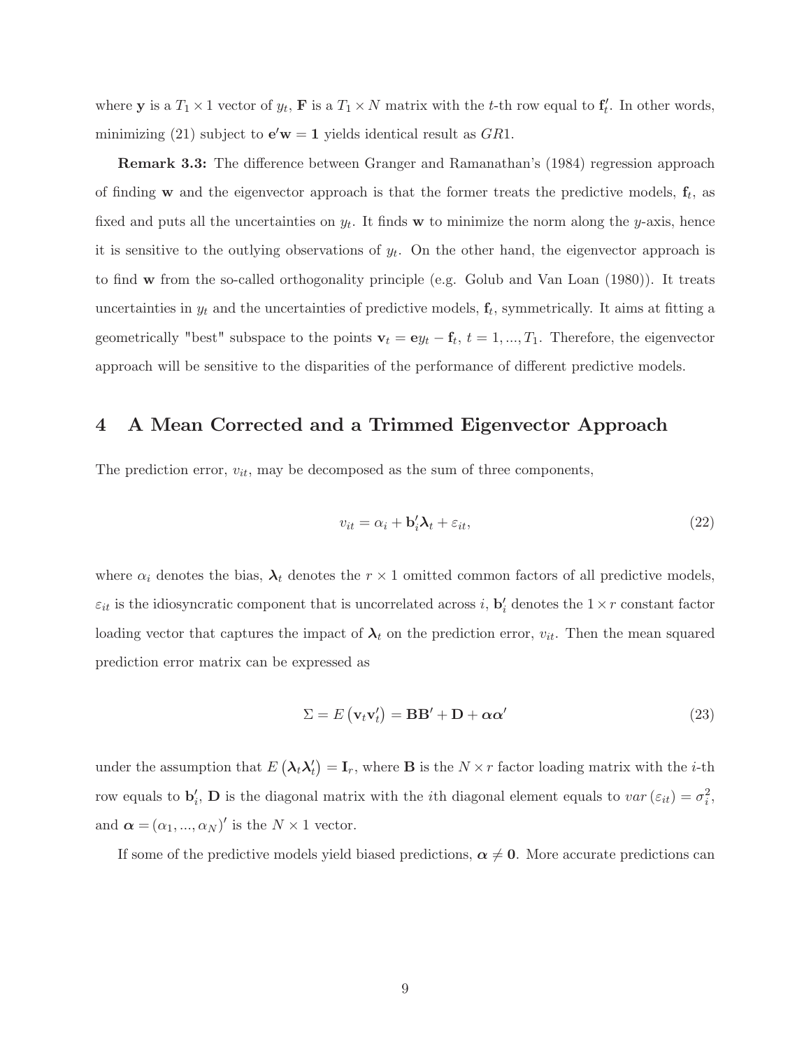where $\mathbf{y}$ is a $T_1 \times 1$ vector of $y_t$, $\mathbf{F}$ is a $T_1 \times N$ matrix with the $t$-th row equal to $\mathbf{f}_t'$. In other words, minimizing (21) subject to $\mathbf{e}'\mathbf{w} = \mathbf{1}$ yields identical result as $GR1$.

**Remark 3.3:** The difference between Granger and Ramanathan's (1984) regression approach of finding $\mathbf{w}$ and the eigenvector approach is that the former treats the predictive models, $\mathbf{f}_t$, as fixed and puts all the uncertainties on $y_t$. It finds $\mathbf{w}$ to minimize the norm along the $y$-axis, hence it is sensitive to the outlying observations of $y_t$. On the other hand, the eigenvector approach is to find $\mathbf{w}$ from the so-called orthogonality principle (e.g. Golub and Van Loan (1980)). It treats uncertainties in $y_t$ and the uncertainties of predictive models, $\mathbf{f}_t$, symmetrically. It aims at fitting a geometrically "best" subspace to the points $\mathbf{v}_t = \mathbf{e}y_t - \mathbf{f}_t$, $t = 1, ..., T_1$. Therefore, the eigenvector approach will be sensitive to the disparities of the performance of different predictive models.

# 4 A Mean Corrected and a Trimmed Eigenvector Approach

The prediction error, $v_{it}$, may be decomposed as the sum of three components,

$$v_{it} = \alpha_i + \mathbf{b}_i'\boldsymbol{\lambda}_t + \varepsilon_{it}, \tag{22}$$

where $\alpha_i$ denotes the bias, $\boldsymbol{\lambda}_t$ denotes the $r \times 1$ omitted common factors of all predictive models, $\varepsilon_{it}$ is the idiosyncratic component that is uncorrelated across $i$, $\mathbf{b}_i'$ denotes the $1 \times r$ constant factor loading vector that captures the impact of $\boldsymbol{\lambda}_t$ on the prediction error, $v_{it}$. Then the mean squared prediction error matrix can be expressed as

$$\Sigma = E\left(\mathbf{v}_t\mathbf{v}_t'\right) = \mathbf{B}\mathbf{B}' + \mathbf{D} + \boldsymbol{\alpha}\boldsymbol{\alpha}' \tag{23}$$

under the assumption that $E\left(\boldsymbol{\lambda}_t\boldsymbol{\lambda}_t'\right) = \mathbf{I}_r$, where $\mathbf{B}$ is the $N \times r$ factor loading matrix with the $i$-th row equals to $\mathbf{b}_i'$, $\mathbf{D}$ is the diagonal matrix with the $i$th diagonal element equals to $var\left(\varepsilon_{it}\right) = \sigma_i^2$, and $\boldsymbol{\alpha} = (\alpha_1, ..., \alpha_N)'$ is the $N \times 1$ vector.

If some of the predictive models yield biased predictions, $\boldsymbol{\alpha} \neq \mathbf{0}$. More accurate predictions can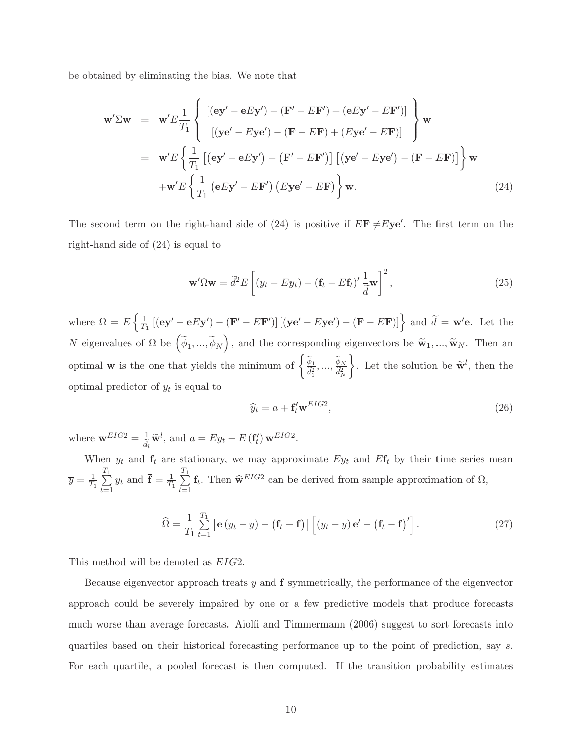be obtained by eliminating the bias. We note that

$$
\begin{aligned}
\mathbf{w}'\Sigma\mathbf{w} &= \mathbf{w}'E\frac{1}{T_1}\left\{\begin{array}{c}[(\mathbf{e}\mathbf{y}'-\mathbf{e}E\mathbf{y}')-(\mathbf{F}'-E\mathbf{F}')+(\mathbf{e}E\mathbf{y}'-E\mathbf{F}')]\\ [(\mathbf{y}\mathbf{e}'-E\mathbf{y}\mathbf{e}')-(\mathbf{F}-E\mathbf{F})+(E\mathbf{y}\mathbf{e}'-E\mathbf{F})]\end{array}\right\}\mathbf{w} \\
&= \mathbf{w}'E\left\{\frac{1}{T_1}\left[(\mathbf{e}\mathbf{y}'-\mathbf{e}E\mathbf{y}')-(\mathbf{F}'-E\mathbf{F}')\right]\left[(\mathbf{y}\mathbf{e}'-E\mathbf{y}\mathbf{e}')-(\mathbf{F}-E\mathbf{F})\right]\right\}\mathbf{w} \\
&\quad +\mathbf{w}'E\left\{\frac{1}{T_1}\left(\mathbf{e}E\mathbf{y}'-E\mathbf{F}'\right)\left(E\mathbf{y}\mathbf{e}'-E\mathbf{F}\right)\right\}\mathbf{w}.
\end{aligned} \tag{24}
$$

The second term on the right-hand side of (24) is positive if $E\mathbf{F} \neq E\mathbf{y}\mathbf{e}'$. The first term on the right-hand side of (24) is equal to

$$
\mathbf{w}'\Omega\mathbf{w} = \widetilde{d}^2 E\left[(y_t - Ey_t) - (\mathbf{f}_t - E\mathbf{f}_t)'\frac{1}{\widetilde{d}}\mathbf{w}\right]^2, \tag{25}
$$

where $\Omega = E\left\{\frac{1}{T_1}\left[(\mathbf{e}\mathbf{y}'-\mathbf{e}E\mathbf{y}')-(\mathbf{F}'-E\mathbf{F}')\right]\left[(\mathbf{y}\mathbf{e}'-E\mathbf{y}\mathbf{e}')-(\mathbf{F}-E\mathbf{F})\right]\right\}$ and $\widetilde{d} = \mathbf{w}'\mathbf{e}$. Let the $N$ eigenvalues of $\Omega$ be $\left(\widetilde{\phi}_1, ..., \widetilde{\phi}_N\right)$, and the corresponding eigenvectors be $\widetilde{\mathbf{w}}_1, ..., \widetilde{\mathbf{w}}_N$. Then an optimal $\mathbf{w}$ is the one that yields the minimum of $\left\{\frac{\widetilde{\phi}_1}{\widetilde{d}_1^2}, ..., \frac{\widetilde{\phi}_N}{\widetilde{d}_N^2}\right\}$. Let the solution be $\widetilde{\mathbf{w}}^l$, then the optimal predictor of $y_t$ is equal to

$$
\widehat{y}_t = a + \mathbf{f}_t'\mathbf{w}^{EIG2}, \tag{26}
$$

where $\mathbf{w}^{EIG2} = \frac{1}{\widetilde{d}_l}\widetilde{\mathbf{w}}^l$, and $a = Ey_t - E\left(\mathbf{f}_t'\right)\mathbf{w}^{EIG2}$.

When $y_t$ and $\mathbf{f}_t$ are stationary, we may approximate $Ey_t$ and $E\mathbf{f}_t$ by their time series mean $\overline{y} = \frac{1}{T_1}\sum_{t=1}^{T_1} y_t$ and $\overline{\mathbf{f}} = \frac{1}{T_1}\sum_{t=1}^{T_1}\mathbf{f}_t$. Then $\widehat{\mathbf{w}}^{EIG2}$ can be derived from sample approximation of $\Omega$,

$$
\widehat{\Omega} = \frac{1}{T_1}\sum_{t=1}^{T_1}\left[\mathbf{e}\left(y_t - \overline{y}\right) - \left(\mathbf{f}_t - \overline{\mathbf{f}}\right)\right]\left[\left(y_t - \overline{y}\right)\mathbf{e}' - \left(\mathbf{f}_t - \overline{\mathbf{f}}\right)'\right]. \tag{27}
$$

This method will be denoted as $EIG2$.

Because eigenvector approach treats $y$ and $\mathbf{f}$ symmetrically, the performance of the eigenvector approach could be severely impaired by one or a few predictive models that produce forecasts much worse than average forecasts. Aiolfi and Timmermann (2006) suggest to sort forecasts into quartiles based on their historical forecasting performance up to the point of prediction, say $s$. For each quartile, a pooled forecast is then computed. If the transition probability estimates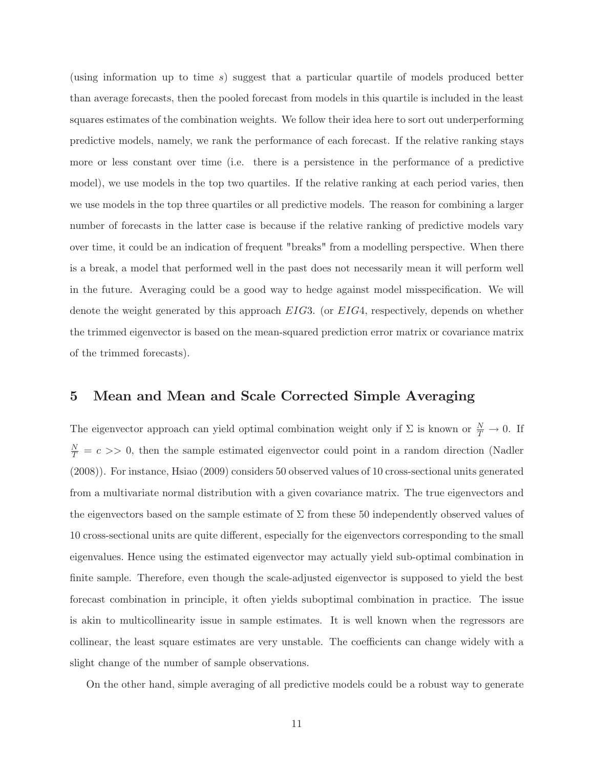(using information up to time $s$) suggest that a particular quartile of models produced better than average forecasts, then the pooled forecast from models in this quartile is included in the least squares estimates of the combination weights. We follow their idea here to sort out underperforming predictive models, namely, we rank the performance of each forecast. If the relative ranking stays more or less constant over time (i.e. there is a persistence in the performance of a predictive model), we use models in the top two quartiles. If the relative ranking at each period varies, then we use models in the top three quartiles or all predictive models. The reason for combining a larger number of forecasts in the latter case is because if the relative ranking of predictive models vary over time, it could be an indication of frequent "breaks" from a modelling perspective. When there is a break, a model that performed well in the past does not necessarily mean it will perform well in the future. Averaging could be a good way to hedge against model misspecification. We will denote the weight generated by this approach $EIG3$. (or $EIG4$, respectively, depends on whether the trimmed eigenvector is based on the mean-squared prediction error matrix or covariance matrix of the trimmed forecasts).

## 5 Mean and Mean and Scale Corrected Simple Averaging

The eigenvector approach can yield optimal combination weight only if $\Sigma$ is known or $\frac{N}{T} \to 0$. If $\frac{N}{T} = c >> 0$, then the sample estimated eigenvector could point in a random direction (Nadler (2008)). For instance, Hsiao (2009) considers 50 observed values of 10 cross-sectional units generated from a multivariate normal distribution with a given covariance matrix. The true eigenvectors and the eigenvectors based on the sample estimate of $\Sigma$ from these 50 independently observed values of 10 cross-sectional units are quite different, especially for the eigenvectors corresponding to the small eigenvalues. Hence using the estimated eigenvector may actually yield sub-optimal combination in finite sample. Therefore, even though the scale-adjusted eigenvector is supposed to yield the best forecast combination in principle, it often yields suboptimal combination in practice. The issue is akin to multicollinearity issue in sample estimates. It is well known when the regressors are collinear, the least square estimates are very unstable. The coefficients can change widely with a slight change of the number of sample observations.

On the other hand, simple averaging of all predictive models could be a robust way to generate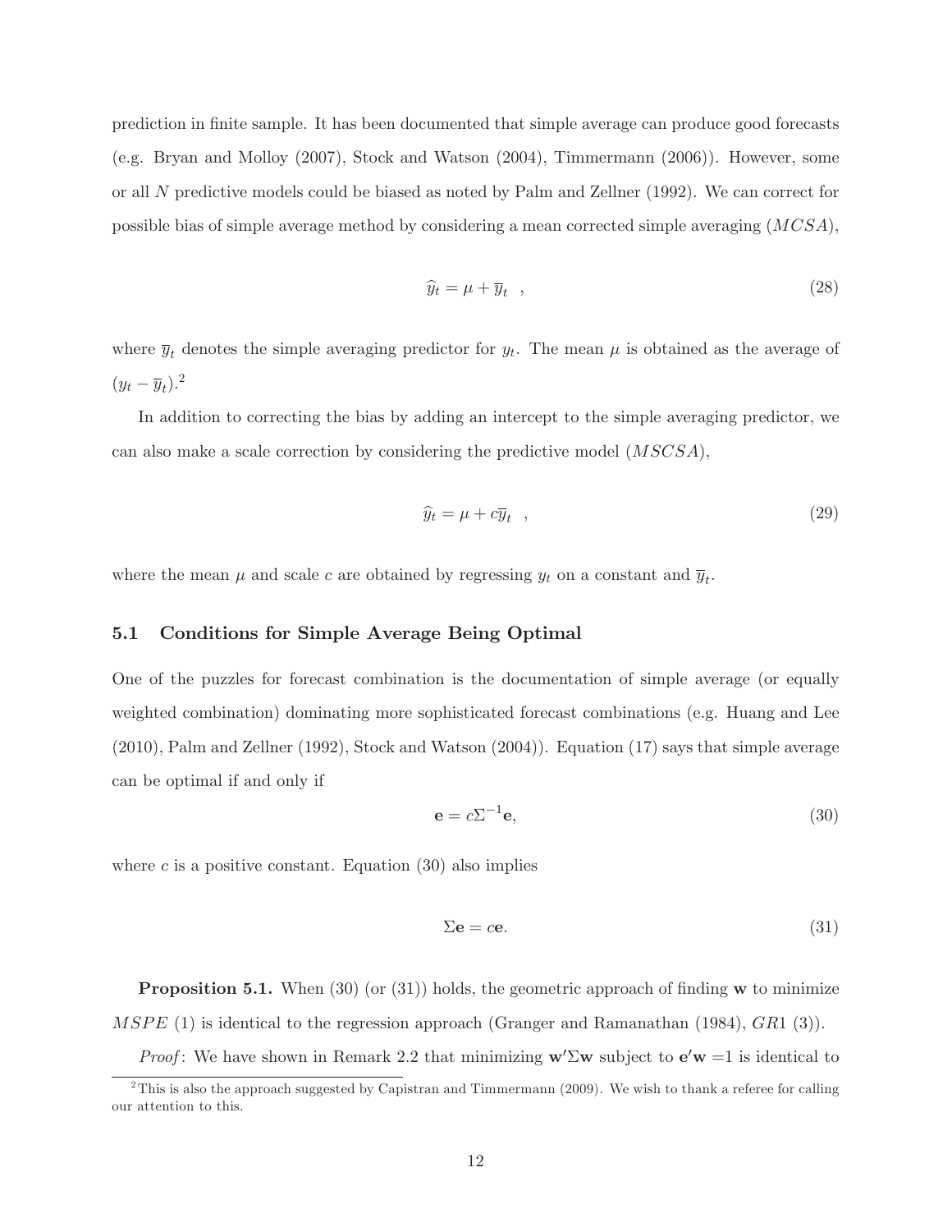prediction in finite sample. It has been documented that simple average can produce good forecasts (e.g. Bryan and Molloy (2007), Stock and Watson (2004), Timmermann (2006)). However, some or all $N$ predictive models could be biased as noted by Palm and Zellner (1992). We can correct for possible bias of simple average method by considering a mean corrected simple averaging ($MCSA$),

$$\widehat{y}_t = \mu + \overline{y}_t \quad , \tag{28}$$

where $\overline{y}_t$ denotes the simple averaging predictor for $y_t$. The mean $\mu$ is obtained as the average of $(y_t - \overline{y}_t)$.[2]

In addition to correcting the bias by adding an intercept to the simple averaging predictor, we can also make a scale correction by considering the predictive model ($MSCSA$),

$$\widehat{y}_t = \mu + c\overline{y}_t \quad , \tag{29}$$

where the mean $\mu$ and scale $c$ are obtained by regressing $y_t$ on a constant and $\overline{y}_t$.

### 5.1 Conditions for Simple Average Being Optimal

One of the puzzles for forecast combination is the documentation of simple average (or equally weighted combination) dominating more sophisticated forecast combinations (e.g. Huang and Lee (2010), Palm and Zellner (1992), Stock and Watson (2004)). Equation (17) says that simple average can be optimal if and only if

$$\mathbf{e} = c\Sigma^{-1}\mathbf{e}, \tag{30}$$

where $c$ is a positive constant. Equation (30) also implies

$$\Sigma\mathbf{e} = c\mathbf{e}. \tag{31}$$

**Proposition 5.1.** When (30) (or (31)) holds, the geometric approach of finding $\mathbf{w}$ to minimize $MSPE$ (1) is identical to the regression approach (Granger and Ramanathan (1984), $GR1$ (3)).

*Proof*: We have shown in Remark 2.2 that minimizing $\mathbf{w}'\Sigma\mathbf{w}$ subject to $\mathbf{e}'\mathbf{w} = 1$ is identical to

[2] This is also the approach suggested by Capistran and Timmermann (2009). We wish to thank a referee for calling our attention to this.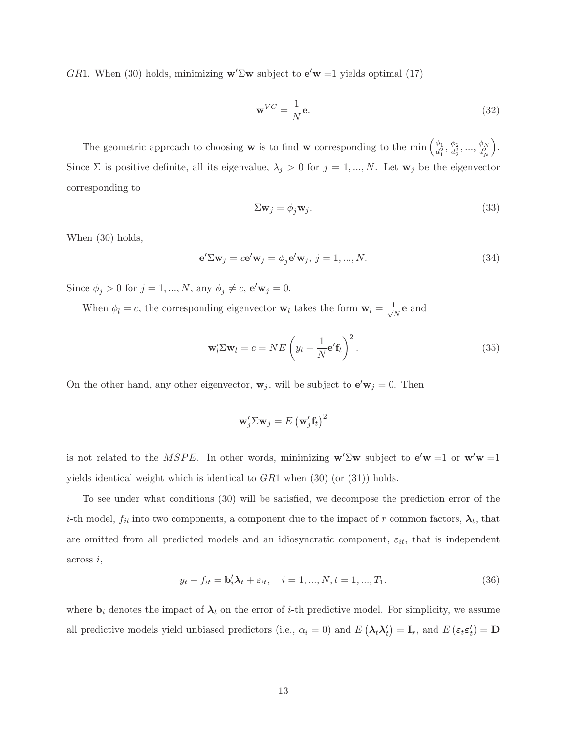$GR1$. When (30) holds, minimizing $\mathbf{w}'\Sigma\mathbf{w}$ subject to $\mathbf{e}'\mathbf{w}$ =1 yields optimal (17)

$$\mathbf{w}^{VC} = \frac{1}{N}\mathbf{e}. \tag{32}$$

The geometric approach to choosing $\mathbf{w}$ is to find $\mathbf{w}$ corresponding to the min $\left(\frac{\phi_1}{d_1^2}, \frac{\phi_2}{d_2^2}, ..., \frac{\phi_N}{d_N^2}\right)$. Since $\Sigma$ is positive definite, all its eigenvalue, $\lambda_j > 0$ for $j = 1, ..., N$. Let $\mathbf{w}_j$ be the eigenvector corresponding to

$$\Sigma\mathbf{w}_j = \phi_j\mathbf{w}_j. \tag{33}$$

When (30) holds,

$$\mathbf{e}'\Sigma\mathbf{w}_j = c\mathbf{e}'\mathbf{w}_j = \phi_j\mathbf{e}'\mathbf{w}_j,\ j = 1, ..., N. \tag{34}$$

Since $\phi_j > 0$ for $j = 1, ..., N$, any $\phi_j \neq c$, $\mathbf{e}'\mathbf{w}_j = 0$.

When $\phi_l = c$, the corresponding eigenvector $\mathbf{w}_l$ takes the form $\mathbf{w}_l = \frac{1}{\sqrt{N}}\mathbf{e}$ and

$$\mathbf{w}_l'\Sigma\mathbf{w}_l = c = NE\left(y_t - \frac{1}{N}\mathbf{e}'\mathbf{f}_t\right)^2. \tag{35}$$

On the other hand, any other eigenvector, $\mathbf{w}_j$, will be subject to $\mathbf{e}'\mathbf{w}_j = 0$. Then

$$\mathbf{w}_j'\Sigma\mathbf{w}_j = E\left(\mathbf{w}_j'\mathbf{f}_t\right)^2$$

is not related to the $MSPE$. In other words, minimizing $\mathbf{w}'\Sigma\mathbf{w}$ subject to $\mathbf{e}'\mathbf{w}$ =1 or $\mathbf{w}'\mathbf{w}$ =1 yields identical weight which is identical to $GR1$ when (30) (or (31)) holds.

To see under what conditions (30) will be satisfied, we decompose the prediction error of the $i$-th model, $f_{it}$,into two components, a component due to the impact of $r$ common factors, $\boldsymbol{\lambda}_t$, that are omitted from all predicted models and an idiosyncratic component, $\varepsilon_{it}$, that is independent across $i$,

$$y_t - f_{it} = \mathbf{b}_i'\boldsymbol{\lambda}_t + \varepsilon_{it}, \quad i = 1, ..., N, t = 1, ..., T_1. \tag{36}$$

where $\mathbf{b}_i$ denotes the impact of $\boldsymbol{\lambda}_t$ on the error of $i$-th predictive model. For simplicity, we assume all predictive models yield unbiased predictors (i.e., $\alpha_i = 0$) and $E\left(\boldsymbol{\lambda}_t\boldsymbol{\lambda}_t'\right) = \mathbf{I}_r$, and $E\left(\boldsymbol{\varepsilon}_t\boldsymbol{\varepsilon}_t'\right) = \mathbf{D}$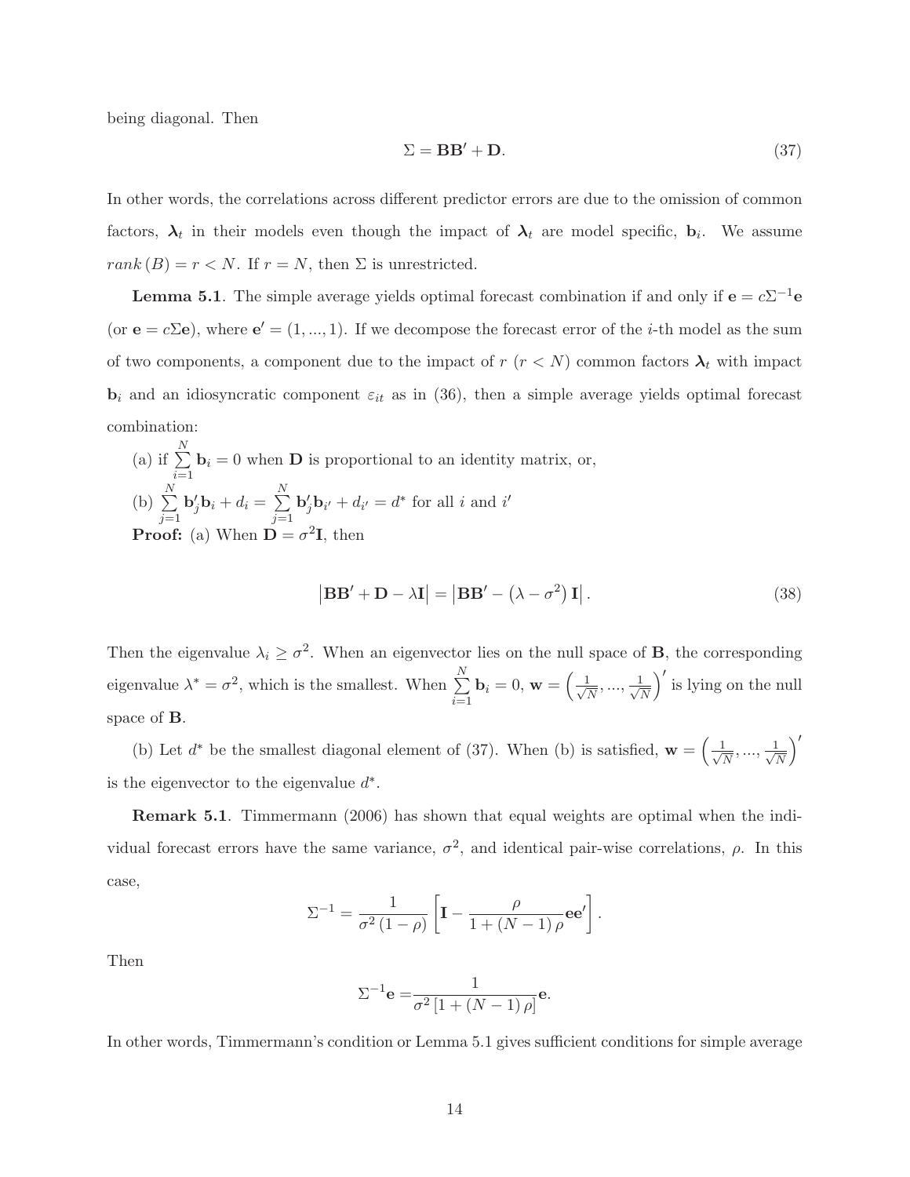being diagonal. Then

$$\Sigma = \mathbf{B}\mathbf{B}' + \mathbf{D}. \tag{37}$$

In other words, the correlations across different predictor errors are due to the omission of common factors, $\boldsymbol{\lambda}_t$ in their models even though the impact of $\boldsymbol{\lambda}_t$ are model specific, $\mathbf{b}_i$. We assume $rank(B) = r < N$. If $r = N$, then $\Sigma$ is unrestricted.

**Lemma 5.1**. The simple average yields optimal forecast combination if and only if $\mathbf{e} = c\Sigma^{-1}\mathbf{e}$ (or $\mathbf{e} = c\Sigma\mathbf{e}$), where $\mathbf{e}' = (1, ..., 1)$. If we decompose the forecast error of the $i$-th model as the sum of two components, a component due to the impact of $r$ ($r < N$) common factors $\boldsymbol{\lambda}_t$ with impact $\mathbf{b}_i$ and an idiosyncratic component $\varepsilon_{it}$ as in (36), then a simple average yields optimal forecast combination:

(a) if $\sum_{i=1}^{N} \mathbf{b}_i = 0$ when $\mathbf{D}$ is proportional to an identity matrix, or,

(b) $\sum_{j=1}^{N} \mathbf{b}_j'\mathbf{b}_i + d_i = \sum_{j=1}^{N} \mathbf{b}_j'\mathbf{b}_{i'} + d_{i'} = d^*$ for all $i$ and $i'$

**Proof:** (a) When $\mathbf{D} = \sigma^2\mathbf{I}$, then

$$\left|\mathbf{B}\mathbf{B}' + \mathbf{D} - \lambda\mathbf{I}\right| = \left|\mathbf{B}\mathbf{B}' - \left(\lambda - \sigma^2\right)\mathbf{I}\right|. \tag{38}$$

Then the eigenvalue $\lambda_i \geq \sigma^2$. When an eigenvector lies on the null space of $\mathbf{B}$, the corresponding eigenvalue $\lambda^* = \sigma^2$, which is the smallest. When $\sum_{i=1}^{N} \mathbf{b}_i = 0$, $\mathbf{w} = \left(\frac{1}{\sqrt{N}}, ..., \frac{1}{\sqrt{N}}\right)'$ is lying on the null space of $\mathbf{B}$.

(b) Let $d^*$ be the smallest diagonal element of (37). When (b) is satisfied, $\mathbf{w} = \left(\frac{1}{\sqrt{N}}, ..., \frac{1}{\sqrt{N}}\right)'$ is the eigenvector to the eigenvalue $d^*$.

**Remark 5.1**. Timmermann (2006) has shown that equal weights are optimal when the individual forecast errors have the same variance, $\sigma^2$, and identical pair-wise correlations, $\rho$. In this case,

$$\Sigma^{-1} = \frac{1}{\sigma^2(1-\rho)}\left[\mathbf{I} - \frac{\rho}{1+(N-1)\rho}\mathbf{e}\mathbf{e}'\right].$$

Then

$$\Sigma^{-1}\mathbf{e} = \frac{1}{\sigma^2\left[1+(N-1)\rho\right]}\mathbf{e}.$$

In other words, Timmermann's condition or Lemma 5.1 gives sufficient conditions for simple average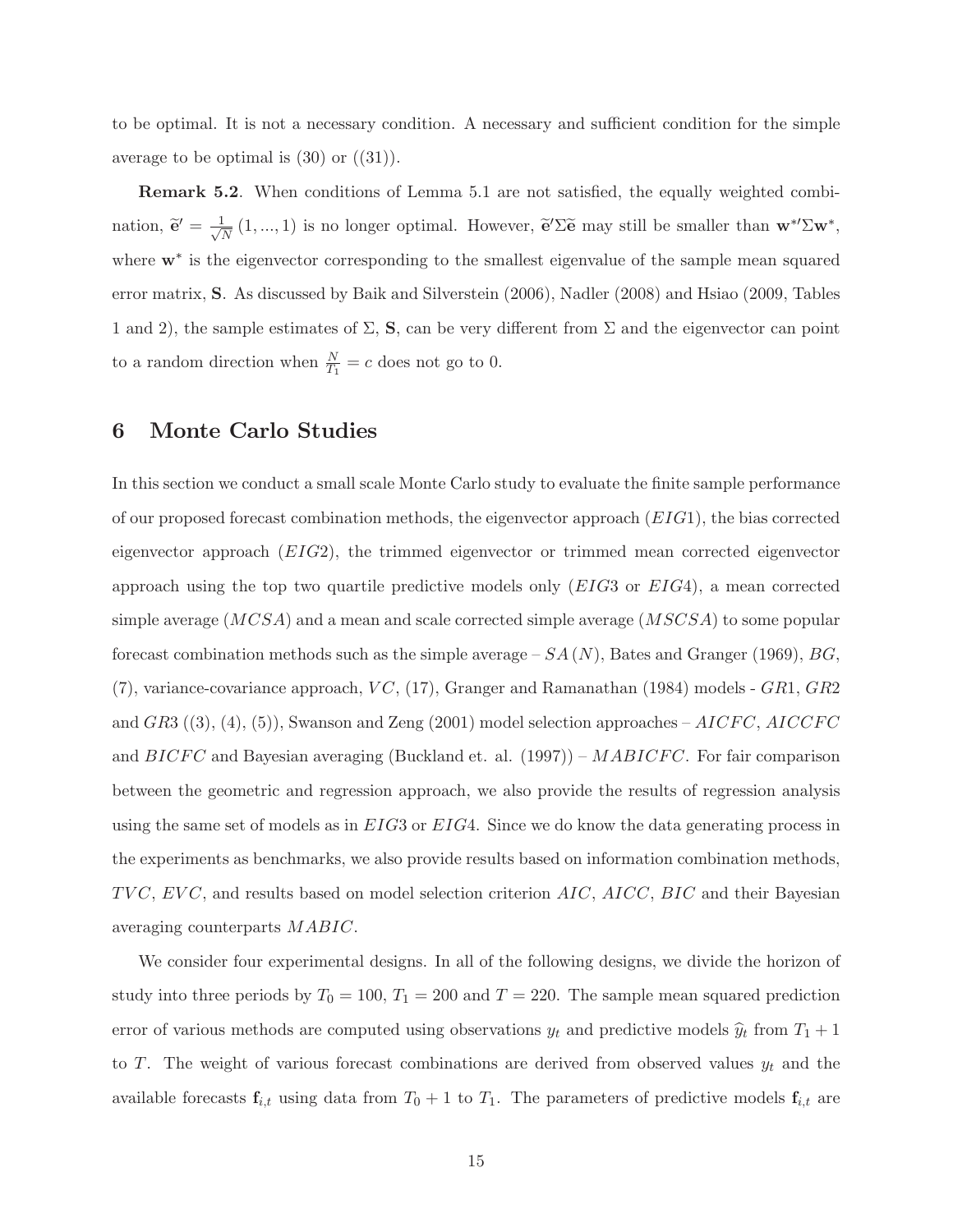to be optimal. It is not a necessary condition. A necessary and sufficient condition for the simple average to be optimal is (30) or ((31)).

**Remark 5.2**. When conditions of Lemma 5.1 are not satisfied, the equally weighted combination, $\widetilde{\mathbf{e}}' = \frac{1}{\sqrt{N}}(1, ..., 1)$ is no longer optimal. However, $\widetilde{\mathbf{e}}'\Sigma\widetilde{\mathbf{e}}$ may still be smaller than $\mathbf{w}^{*\prime}\Sigma\mathbf{w}^{*}$, where $\mathbf{w}^{*}$ is the eigenvector corresponding to the smallest eigenvalue of the sample mean squared error matrix, $\mathbf{S}$. As discussed by Baik and Silverstein (2006), Nadler (2008) and Hsiao (2009, Tables 1 and 2), the sample estimates of $\Sigma$, $\mathbf{S}$, can be very different from $\Sigma$ and the eigenvector can point to a random direction when $\frac{N}{T_1} = c$ does not go to 0.

# 6 Monte Carlo Studies

In this section we conduct a small scale Monte Carlo study to evaluate the finite sample performance of our proposed forecast combination methods, the eigenvector approach ($EIG1$), the bias corrected eigenvector approach ($EIG2$), the trimmed eigenvector or trimmed mean corrected eigenvector approach using the top two quartile predictive models only ($EIG3$ or $EIG4$), a mean corrected simple average ($MCSA$) and a mean and scale corrected simple average ($MSCSA$) to some popular forecast combination methods such as the simple average – $SA(N)$, Bates and Granger (1969), $BG$, (7), variance-covariance approach, $VC$, (17), Granger and Ramanathan (1984) models - $GR1$, $GR2$ and $GR3$ ((3), (4), (5)), Swanson and Zeng (2001) model selection approaches – $AICFC$, $AICCFC$ and $BICFC$ and Bayesian averaging (Buckland et. al. (1997)) – $MABICFC$. For fair comparison between the geometric and regression approach, we also provide the results of regression analysis using the same set of models as in $EIG3$ or $EIG4$. Since we do know the data generating process in the experiments as benchmarks, we also provide results based on information combination methods, $TVC$, $EVC$, and results based on model selection criterion $AIC$, $AICC$, $BIC$ and their Bayesian averaging counterparts $MABIC$.

We consider four experimental designs. In all of the following designs, we divide the horizon of study into three periods by $T_0 = 100$, $T_1 = 200$ and $T = 220$. The sample mean squared prediction error of various methods are computed using observations $y_t$ and predictive models $\widehat{y}_t$ from $T_1 + 1$ to $T$. The weight of various forecast combinations are derived from observed values $y_t$ and the available forecasts $\mathbf{f}_{i,t}$ using data from $T_0 + 1$ to $T_1$. The parameters of predictive models $\mathbf{f}_{i,t}$ are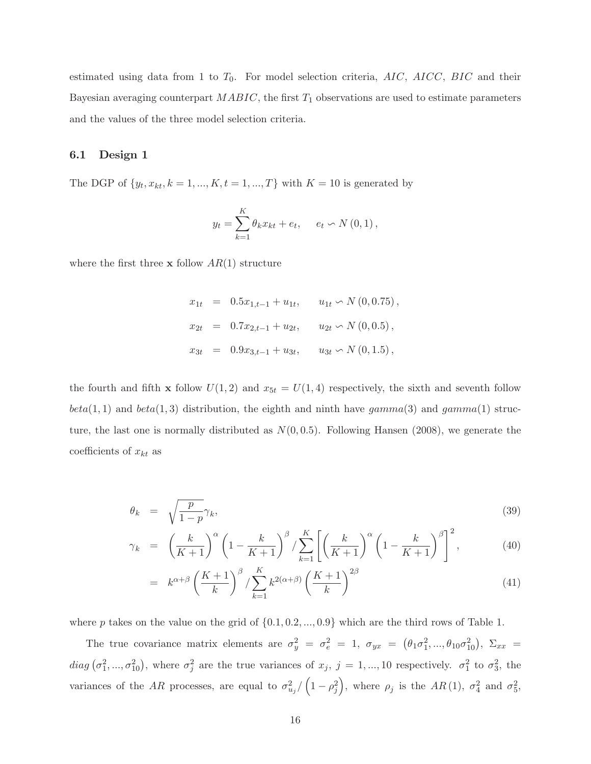estimated using data from 1 to $T_0$. For model selection criteria, $AIC$, $AICC$, $BIC$ and their Bayesian averaging counterpart $MABIC$, the first $T_1$ observations are used to estimate parameters and the values of the three model selection criteria.

### 6.1 Design 1

The DGP of $\{y_t, x_{kt}, k = 1, ..., K, t = 1, ..., T\}$ with $K = 10$ is generated by

$$y_t = \sum_{k=1}^{K} \theta_k x_{kt} + e_t, \quad e_t \backsim N(0, 1),$$

where the first three $\mathbf{x}$ follow $AR(1)$ structure

$$\begin{aligned}
x_{1t} &= 0.5x_{1,t-1} + u_{1t}, \quad u_{1t} \backsim N(0, 0.75), \\
x_{2t} &= 0.7x_{2,t-1} + u_{2t}, \quad u_{2t} \backsim N(0, 0.5), \\
x_{3t} &= 0.9x_{3,t-1} + u_{3t}, \quad u_{3t} \backsim N(0, 1.5),
\end{aligned}$$

the fourth and fifth $\mathbf{x}$ follow $U(1, 2)$ and $x_{5t} = U(1, 4)$ respectively, the sixth and seventh follow $beta(1, 1)$ and $beta(1, 3)$ distribution, the eighth and ninth have $gamma(3)$ and $gamma(1)$ structure, the last one is normally distributed as $N(0, 0.5)$. Following Hansen (2008), we generate the coefficients of $x_{kt}$ as

$$\theta_k = \sqrt{\frac{p}{1-p}}\gamma_k, \tag{39}$$

$$\gamma_k = \left(\frac{k}{K+1}\right)^{\alpha} \left(1 - \frac{k}{K+1}\right)^{\beta} / \sum_{k=1}^{K} \left[\left(\frac{k}{K+1}\right)^{\alpha} \left(1 - \frac{k}{K+1}\right)^{\beta}\right]^2, \tag{40}$$

$$= k^{\alpha+\beta} \left(\frac{K+1}{k}\right)^{\beta} / \sum_{k=1}^{K} k^{2(\alpha+\beta)} \left(\frac{K+1}{k}\right)^{2\beta} \tag{41}$$

where $p$ takes on the value on the grid of $\{0.1, 0.2, ..., 0.9\}$ which are the third rows of Table 1.

The true covariance matrix elements are $\sigma_y^2 = \sigma_e^2 = 1$, $\sigma_{yx} = (\theta_1 \sigma_1^2, ..., \theta_{10} \sigma_{10}^2)$, $\Sigma_{xx} = diag(\sigma_1^2, ..., \sigma_{10}^2)$, where $\sigma_j^2$ are the true variances of $x_j$, $j = 1, ..., 10$ respectively. $\sigma_1^2$ to $\sigma_3^2$, the variances of the $AR$ processes, are equal to $\sigma_{u_j}^2 / \left(1 - \rho_j^2\right)$, where $\rho_j$ is the $AR(1)$, $\sigma_4^2$ and $\sigma_5^2$,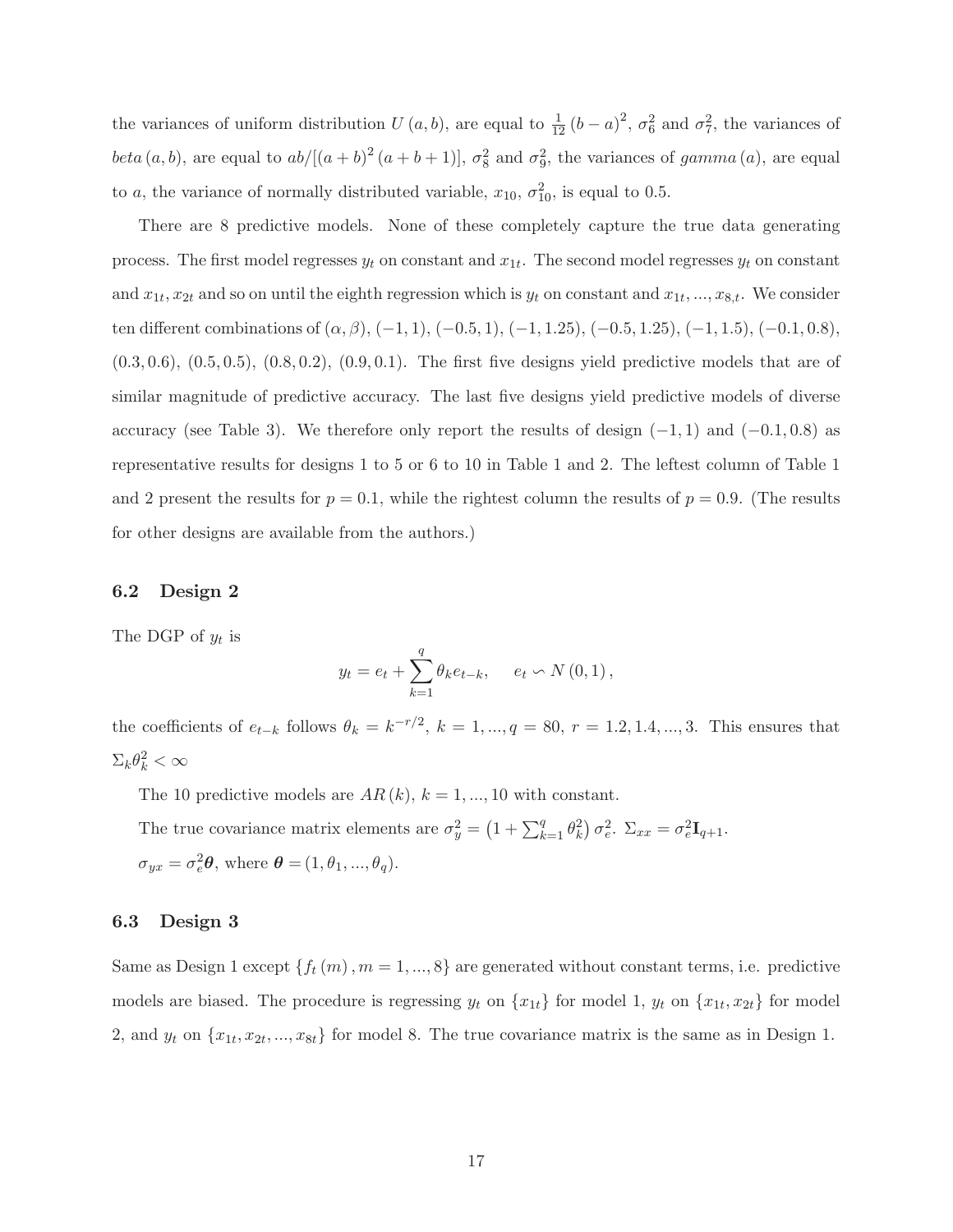the variances of uniform distribution $U(a,b)$, are equal to $\frac{1}{12}(b-a)^2$, $\sigma_6^2$ and $\sigma_7^2$, the variances of $beta(a,b)$, are equal to $ab/[(a+b)^2(a+b+1)]$, $\sigma_8^2$ and $\sigma_9^2$, the variances of $gamma(a)$, are equal to $a$, the variance of normally distributed variable, $x_{10}$, $\sigma_{10}^2$, is equal to 0.5.

There are 8 predictive models. None of these completely capture the true data generating process. The first model regresses $y_t$ on constant and $x_{1t}$. The second model regresses $y_t$ on constant and $x_{1t}, x_{2t}$ and so on until the eighth regression which is $y_t$ on constant and $x_{1t}, ..., x_{8,t}$. We consider ten different combinations of $(\alpha, \beta)$, $(-1, 1)$, $(-0.5, 1)$, $(-1, 1.25)$, $(-0.5, 1.25)$, $(-1, 1.5)$, $(-0.1, 0.8)$, $(0.3, 0.6)$, $(0.5, 0.5)$, $(0.8, 0.2)$, $(0.9, 0.1)$. The first five designs yield predictive models that are of similar magnitude of predictive accuracy. The last five designs yield predictive models of diverse accuracy (see Table 3). We therefore only report the results of design $(-1, 1)$ and $(-0.1, 0.8)$ as representative results for designs 1 to 5 or 6 to 10 in Table 1 and 2. The leftest column of Table 1 and 2 present the results for $p = 0.1$, while the rightest column the results of $p = 0.9$. (The results for other designs are available from the authors.)

### 6.2 Design 2

The DGP of $y_t$ is

$$y_t = e_t + \sum_{k=1}^{q} \theta_k e_{t-k}, \qquad e_t \backsim N(0,1),$$

the coefficients of $e_{t-k}$ follows $\theta_k = k^{-r/2}$, $k = 1, ..., q = 80$, $r = 1.2, 1.4, ..., 3$. This ensures that $\Sigma_k \theta_k^2 < \infty$

The 10 predictive models are $AR(k)$, $k = 1, ..., 10$ with constant.

The true covariance matrix elements are $\sigma_y^2 = \left(1 + \sum_{k=1}^{q} \theta_k^2\right) \sigma_e^2$. $\Sigma_{xx} = \sigma_e^2 \mathbf{I}_{q+1}$.

$\sigma_{yx} = \sigma_e^2 \boldsymbol{\theta}$, where $\boldsymbol{\theta} = (1, \theta_1, ..., \theta_q)$.

### 6.3 Design 3

Same as Design 1 except $\{f_t(m), m = 1, ..., 8\}$ are generated without constant terms, i.e. predictive models are biased. The procedure is regressing $y_t$ on $\{x_{1t}\}$ for model 1, $y_t$ on $\{x_{1t}, x_{2t}\}$ for model 2, and $y_t$ on $\{x_{1t}, x_{2t}, ..., x_{8t}\}$ for model 8. The true covariance matrix is the same as in Design 1.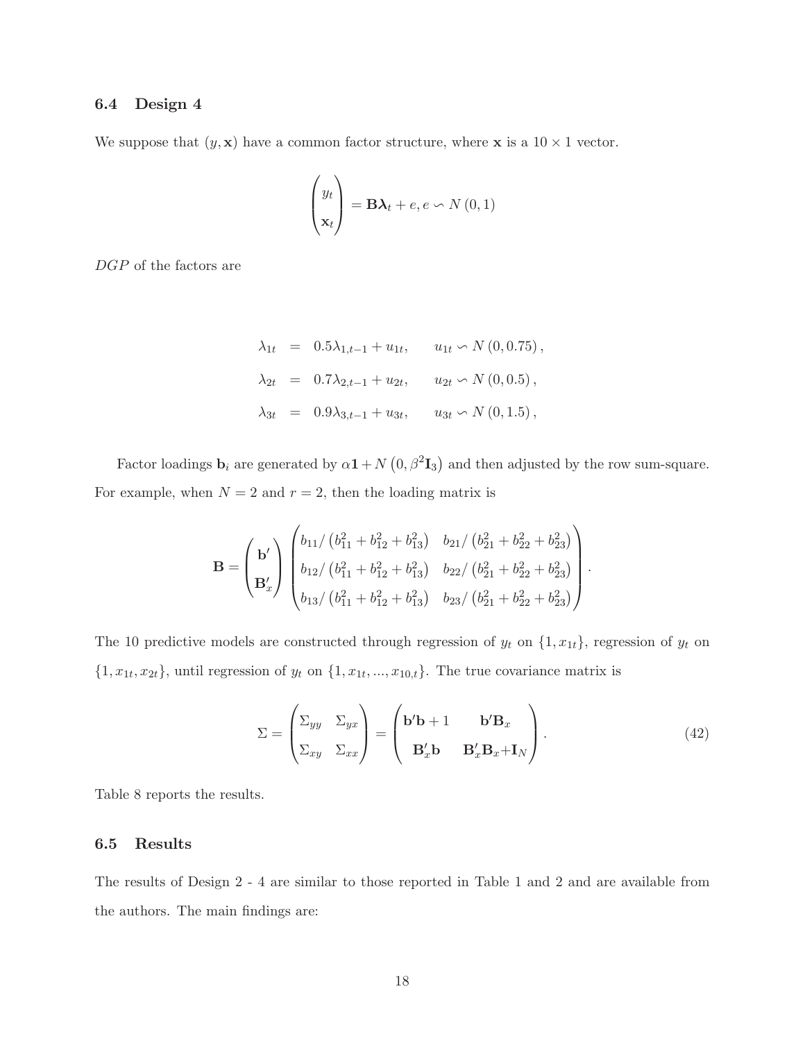### 6.4 Design 4

We suppose that $(y, \mathbf{x})$ have a common factor structure, where $\mathbf{x}$ is a $10 \times 1$ vector.

$$\begin{pmatrix} y_t \\ \mathbf{x}_t \end{pmatrix} = \mathbf{B}\boldsymbol{\lambda}_t + e, e \backsim N(0,1)$$

*DGP* of the factors are

$$\begin{aligned}
\lambda_{1t} &= 0.5\lambda_{1,t-1} + u_{1t}, \qquad u_{1t} \backsim N(0, 0.75), \\
\lambda_{2t} &= 0.7\lambda_{2,t-1} + u_{2t}, \qquad u_{2t} \backsim N(0, 0.5), \\
\lambda_{3t} &= 0.9\lambda_{3,t-1} + u_{3t}, \qquad u_{3t} \backsim N(0, 1.5),
\end{aligned}$$

Factor loadings $\mathbf{b}_i$ are generated by $\alpha\mathbf{1} + N\left(0, \beta^2\mathbf{I}_3\right)$ and then adjusted by the row sum-square. For example, when $N = 2$ and $r = 2$, then the loading matrix is

$$\mathbf{B} = \begin{pmatrix} \mathbf{b}' \\ \mathbf{B}_x' \end{pmatrix} \begin{pmatrix} b_{11}/\left(b_{11}^2 + b_{12}^2 + b_{13}^2\right) & b_{21}/\left(b_{21}^2 + b_{22}^2 + b_{23}^2\right) \\ b_{12}/\left(b_{11}^2 + b_{12}^2 + b_{13}^2\right) & b_{22}/\left(b_{21}^2 + b_{22}^2 + b_{23}^2\right) \\ b_{13}/\left(b_{11}^2 + b_{12}^2 + b_{13}^2\right) & b_{23}/\left(b_{21}^2 + b_{22}^2 + b_{23}^2\right) \end{pmatrix}.$$

The 10 predictive models are constructed through regression of $y_t$ on $\{1, x_{1t}\}$, regression of $y_t$ on $\{1, x_{1t}, x_{2t}\}$, until regression of $y_t$ on $\{1, x_{1t}, ..., x_{10,t}\}$. The true covariance matrix is

$$\Sigma = \begin{pmatrix} \Sigma_{yy} & \Sigma_{yx} \\ \Sigma_{xy} & \Sigma_{xx} \end{pmatrix} = \begin{pmatrix} \mathbf{b}'\mathbf{b} + 1 & \mathbf{b}'\mathbf{B}_x \\ \mathbf{B}_x'\mathbf{b} & \mathbf{B}_x'\mathbf{B}_x + \mathbf{I}_N \end{pmatrix}. \tag{42}$$

Table 8 reports the results.

### 6.5 Results

The results of Design 2 - 4 are similar to those reported in Table 1 and 2 and are available from the authors. The main findings are: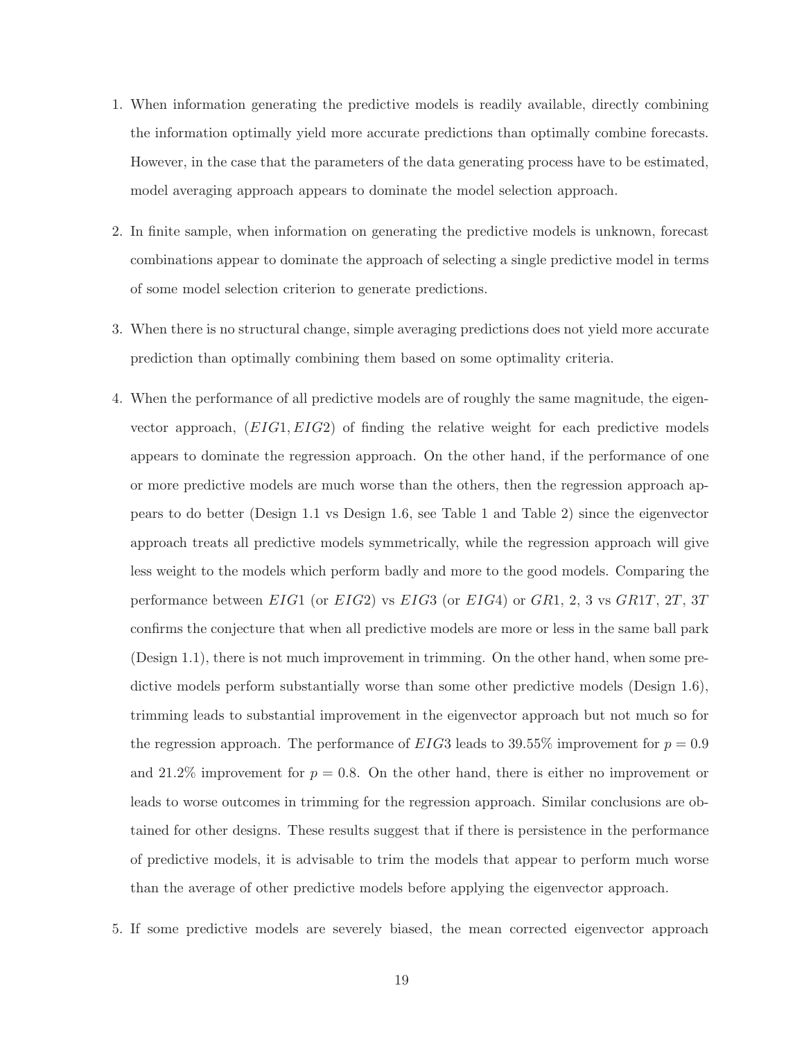1. When information generating the predictive models is readily available, directly combining the information optimally yield more accurate predictions than optimally combine forecasts. However, in the case that the parameters of the data generating process have to be estimated, model averaging approach appears to dominate the model selection approach.

2. In finite sample, when information on generating the predictive models is unknown, forecast combinations appear to dominate the approach of selecting a single predictive model in terms of some model selection criterion to generate predictions.

3. When there is no structural change, simple averaging predictions does not yield more accurate prediction than optimally combining them based on some optimality criteria.

4. When the performance of all predictive models are of roughly the same magnitude, the eigenvector approach, $(EIG1, EIG2)$ of finding the relative weight for each predictive models appears to dominate the regression approach. On the other hand, if the performance of one or more predictive models are much worse than the others, then the regression approach appears to do better (Design 1.1 vs Design 1.6, see Table 1 and Table 2) since the eigenvector approach treats all predictive models symmetrically, while the regression approach will give less weight to the models which perform badly and more to the good models. Comparing the performance between $EIG1$ (or $EIG2$) vs $EIG3$ (or $EIG4$) or $GR1$, 2, 3 vs $GR1T$, $2T$, $3T$ confirms the conjecture that when all predictive models are more or less in the same ball park (Design 1.1), there is not much improvement in trimming. On the other hand, when some predictive models perform substantially worse than some other predictive models (Design 1.6), trimming leads to substantial improvement in the eigenvector approach but not much so for the regression approach. The performance of $EIG3$ leads to 39.55% improvement for $p = 0.9$ and 21.2% improvement for $p = 0.8$. On the other hand, there is either no improvement or leads to worse outcomes in trimming for the regression approach. Similar conclusions are obtained for other designs. These results suggest that if there is persistence in the performance of predictive models, it is advisable to trim the models that appear to perform much worse than the average of other predictive models before applying the eigenvector approach.

5. If some predictive models are severely biased, the mean corrected eigenvector approach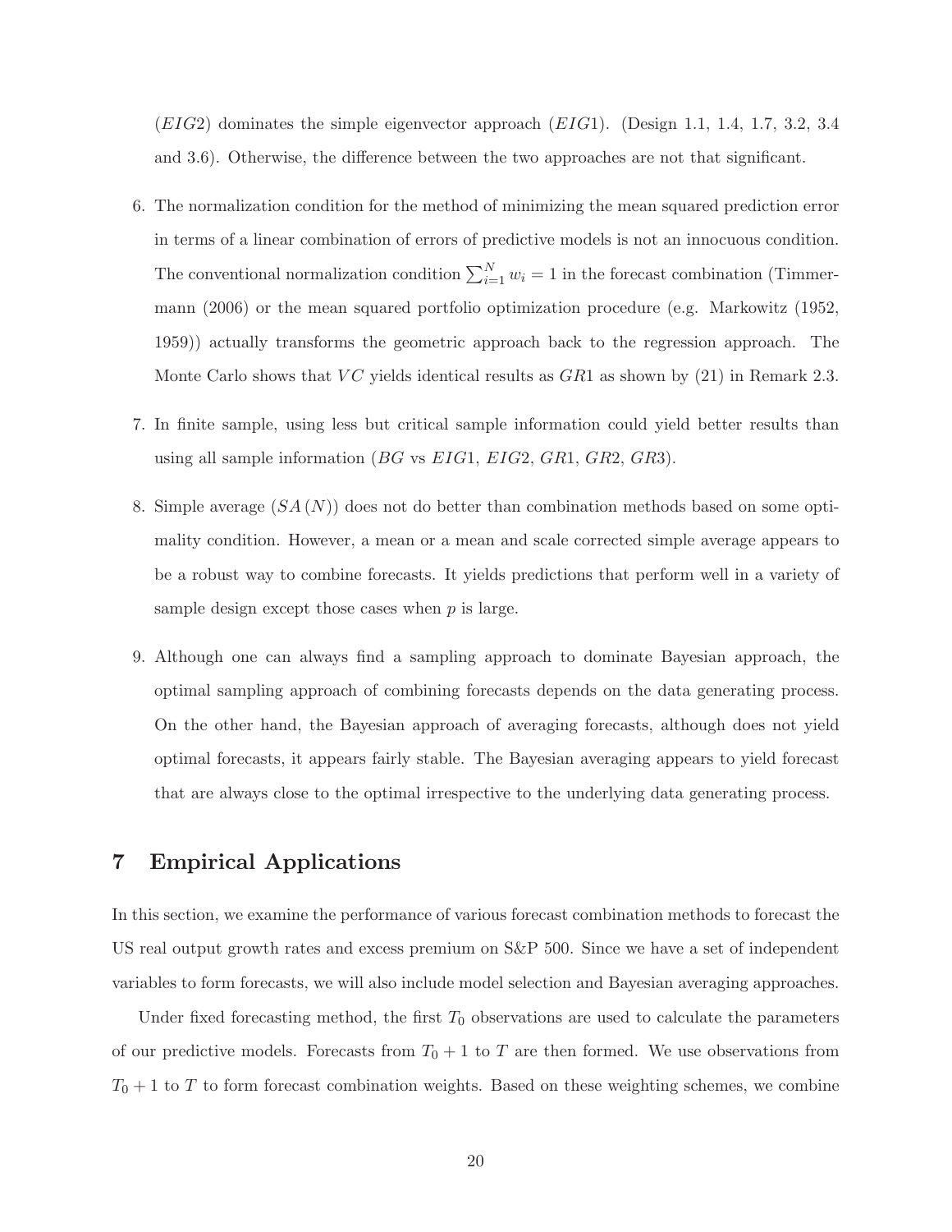($EIG2$) dominates the simple eigenvector approach ($EIG1$). (Design 1.1, 1.4, 1.7, 3.2, 3.4 and 3.6). Otherwise, the difference between the two approaches are not that significant.

6. The normalization condition for the method of minimizing the mean squared prediction error in terms of a linear combination of errors of predictive models is not an innocuous condition. The conventional normalization condition $\sum_{i=1}^{N} w_i = 1$ in the forecast combination (Timmermann (2006) or the mean squared portfolio optimization procedure (e.g. Markowitz (1952, 1959)) actually transforms the geometric approach back to the regression approach. The Monte Carlo shows that $VC$ yields identical results as $GR1$ as shown by (21) in Remark 2.3.

7. In finite sample, using less but critical sample information could yield better results than using all sample information ($BG$ vs $EIG1$, $EIG2$, $GR1$, $GR2$, $GR3$).

8. Simple average ($SA(N)$) does not do better than combination methods based on some optimality condition. However, a mean or a mean and scale corrected simple average appears to be a robust way to combine forecasts. It yields predictions that perform well in a variety of sample design except those cases when $p$ is large.

9. Although one can always find a sampling approach to dominate Bayesian approach, the optimal sampling approach of combining forecasts depends on the data generating process. On the other hand, the Bayesian approach of averaging forecasts, although does not yield optimal forecasts, it appears fairly stable. The Bayesian averaging appears to yield forecast that are always close to the optimal irrespective to the underlying data generating process.

# 7 Empirical Applications

In this section, we examine the performance of various forecast combination methods to forecast the US real output growth rates and excess premium on S&P 500. Since we have a set of independent variables to form forecasts, we will also include model selection and Bayesian averaging approaches.

Under fixed forecasting method, the first $T_0$ observations are used to calculate the parameters of our predictive models. Forecasts from $T_0 + 1$ to $T$ are then formed. We use observations from $T_0 + 1$ to $T$ to form forecast combination weights. Based on these weighting schemes, we combine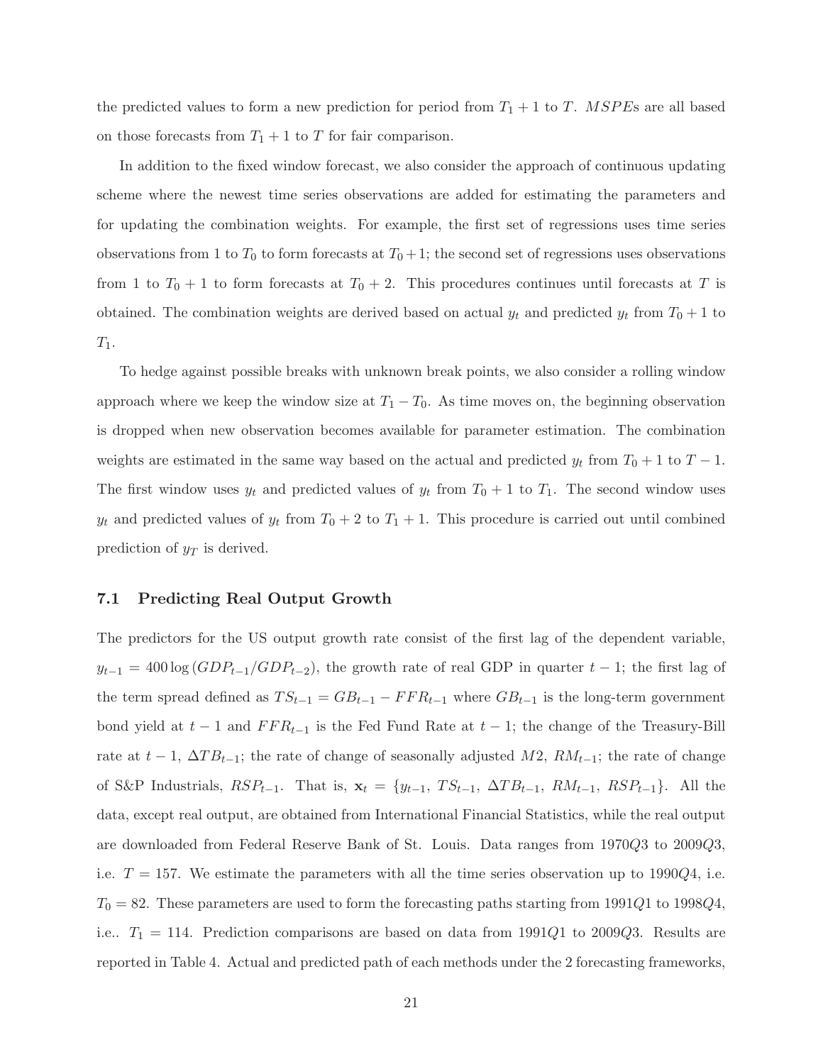the predicted values to form a new prediction for period from $T_1 + 1$ to $T$. $MSPE$s are all based on those forecasts from $T_1 + 1$ to $T$ for fair comparison.

In addition to the fixed window forecast, we also consider the approach of continuous updating scheme where the newest time series observations are added for estimating the parameters and for updating the combination weights. For example, the first set of regressions uses time series observations from 1 to $T_0$ to form forecasts at $T_0+1$; the second set of regressions uses observations from 1 to $T_0 + 1$ to form forecasts at $T_0 + 2$. This procedures continues until forecasts at $T$ is obtained. The combination weights are derived based on actual $y_t$ and predicted $y_t$ from $T_0 + 1$ to $T_1$.

To hedge against possible breaks with unknown break points, we also consider a rolling window approach where we keep the window size at $T_1 - T_0$. As time moves on, the beginning observation is dropped when new observation becomes available for parameter estimation. The combination weights are estimated in the same way based on the actual and predicted $y_t$ from $T_0 + 1$ to $T - 1$. The first window uses $y_t$ and predicted values of $y_t$ from $T_0 + 1$ to $T_1$. The second window uses $y_t$ and predicted values of $y_t$ from $T_0 + 2$ to $T_1 + 1$. This procedure is carried out until combined prediction of $y_T$ is derived.

### 7.1 Predicting Real Output Growth

The predictors for the US output growth rate consist of the first lag of the dependent variable, $y_{t-1} = 400 \log (GDP_{t-1}/GDP_{t-2})$, the growth rate of real GDP in quarter $t-1$; the first lag of the term spread defined as $TS_{t-1} = GB_{t-1} - FFR_{t-1}$ where $GB_{t-1}$ is the long-term government bond yield at $t-1$ and $FFR_{t-1}$ is the Fed Fund Rate at $t-1$; the change of the Treasury-Bill rate at $t-1$, $\Delta TB_{t-1}$; the rate of change of seasonally adjusted $M2$, $RM_{t-1}$; the rate of change of S&P Industrials, $RSP_{t-1}$. That is, $\mathbf{x}_t = \{y_{t-1},\ TS_{t-1},\ \Delta TB_{t-1},\ RM_{t-1},\ RSP_{t-1}\}$. All the data, except real output, are obtained from International Financial Statistics, while the real output are downloaded from Federal Reserve Bank of St. Louis. Data ranges from $1970Q3$ to $2009Q3$, i.e. $T = 157$. We estimate the parameters with all the time series observation up to $1990Q4$, i.e. $T_0 = 82$. These parameters are used to form the forecasting paths starting from $1991Q1$ to $1998Q4$, i.e.. $T_1 = 114$. Prediction comparisons are based on data from $1991Q1$ to $2009Q3$. Results are reported in Table 4. Actual and predicted path of each methods under the 2 forecasting frameworks,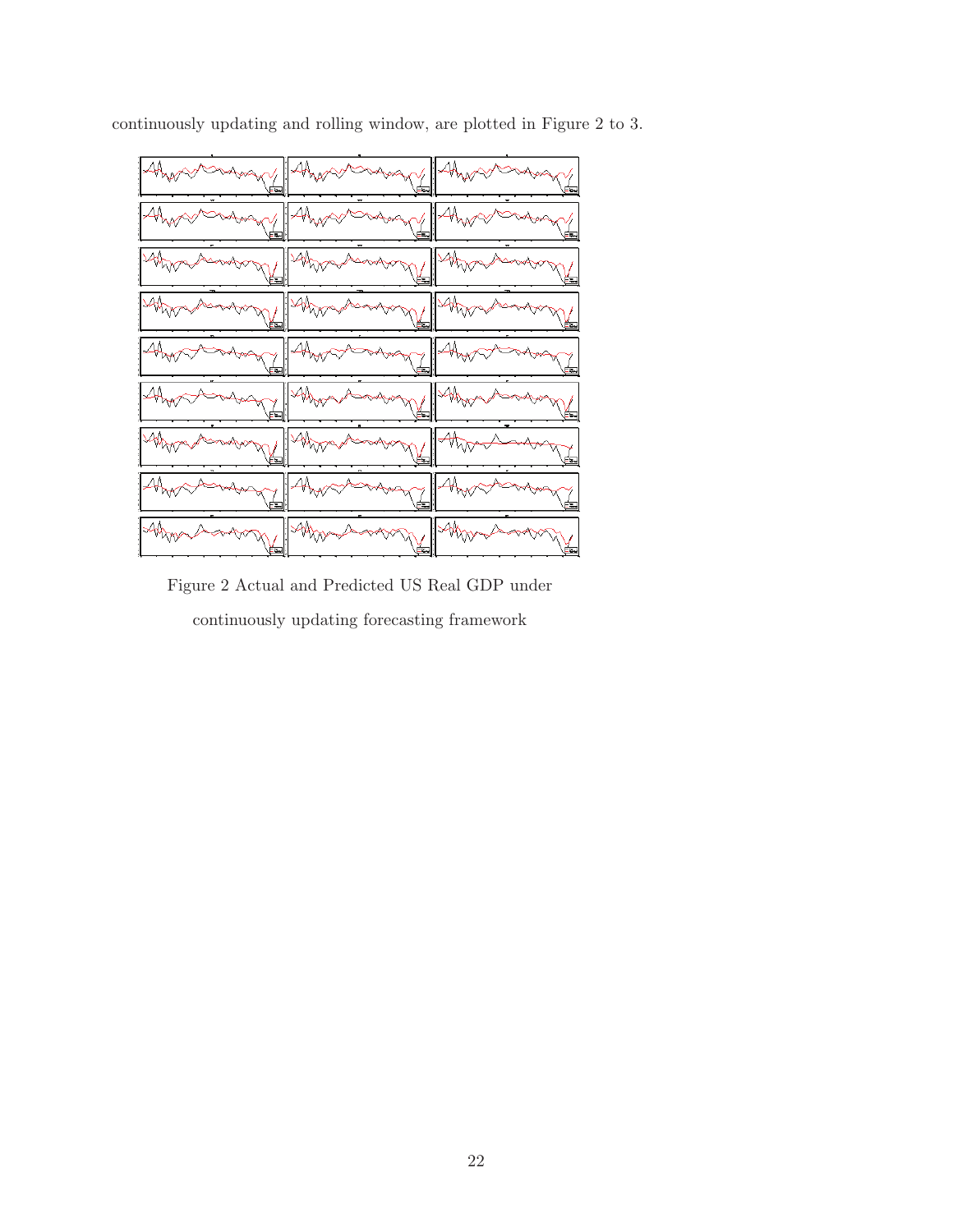continuously updating and rolling window, are plotted in Figure 2 to 3.

Figure 2 Actual and Predicted US Real GDP under continuously updating forecasting framework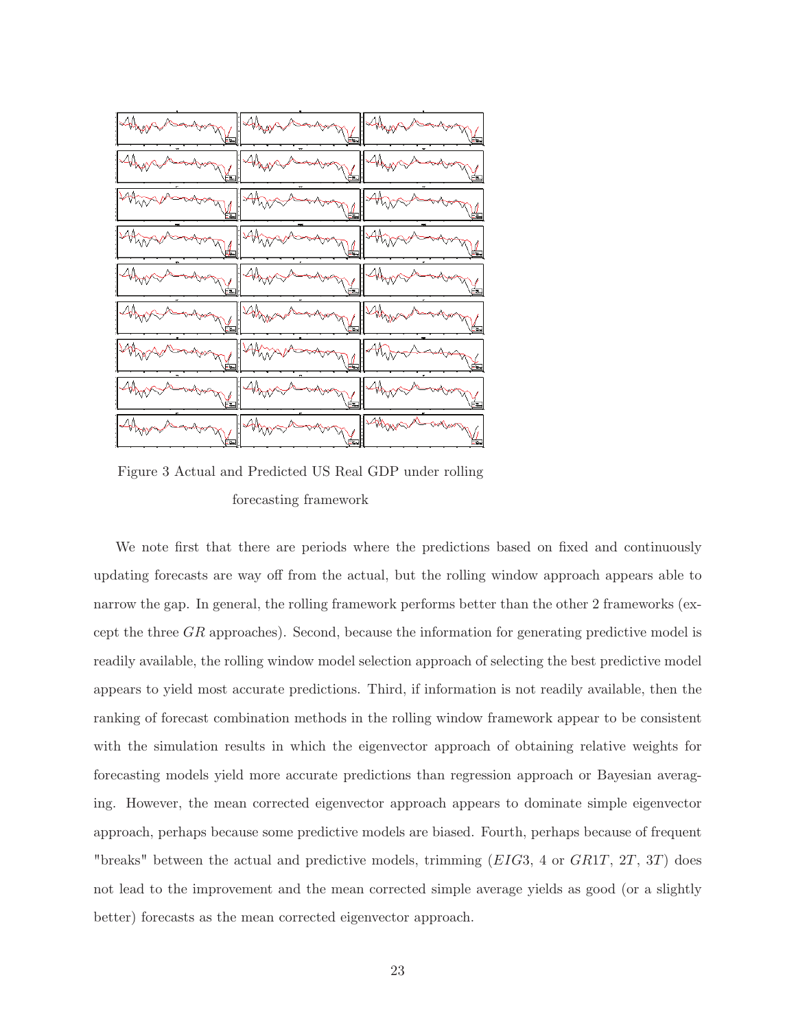Figure 3 Actual and Predicted US Real GDP under rolling forecasting framework

We note first that there are periods where the predictions based on fixed and continuously updating forecasts are way off from the actual, but the rolling window approach appears able to narrow the gap. In general, the rolling framework performs better than the other 2 frameworks (except the three $GR$ approaches). Second, because the information for generating predictive model is readily available, the rolling window model selection approach of selecting the best predictive model appears to yield most accurate predictions. Third, if information is not readily available, then the ranking of forecast combination methods in the rolling window framework appear to be consistent with the simulation results in which the eigenvector approach of obtaining relative weights for forecasting models yield more accurate predictions than regression approach or Bayesian averaging. However, the mean corrected eigenvector approach appears to dominate simple eigenvector approach, perhaps because some predictive models are biased. Fourth, perhaps because of frequent "breaks" between the actual and predictive models, trimming ($EIG3$, 4 or $GR1T$, $2T$, $3T$) does not lead to the improvement and the mean corrected simple average yields as good (or a slightly better) forecasts as the mean corrected eigenvector approach.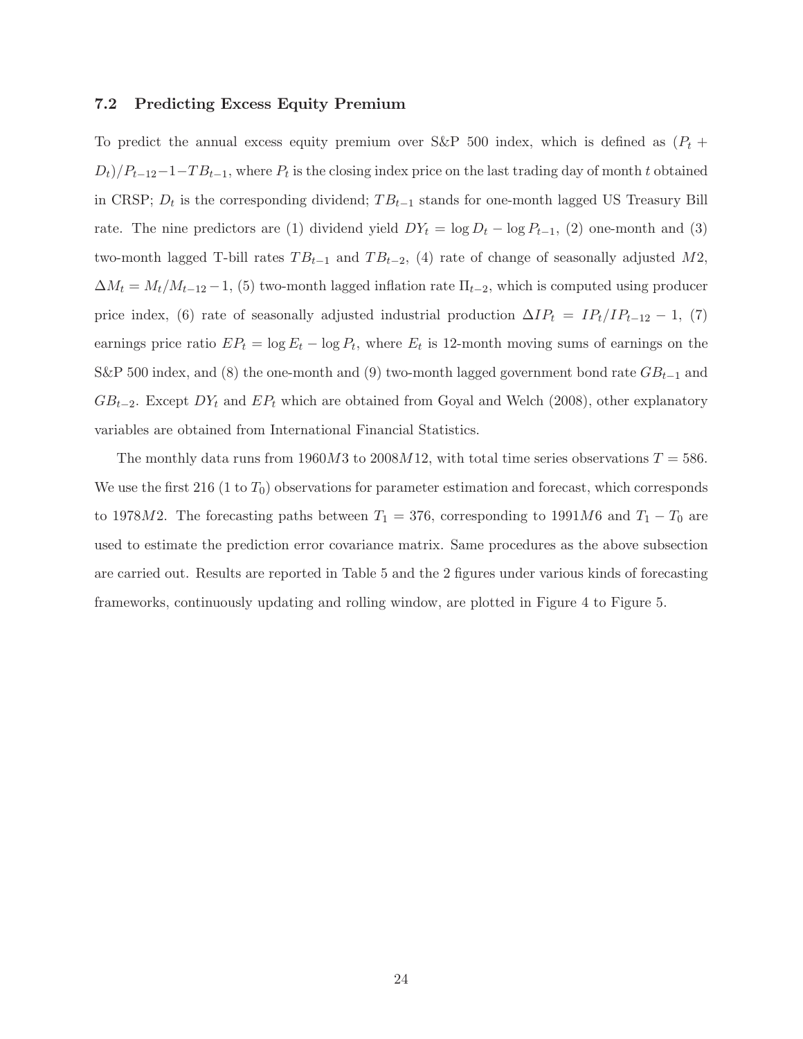### 7.2 Predicting Excess Equity Premium

To predict the annual excess equity premium over S&P 500 index, which is defined as $(P_t + D_t)/P_{t-12} - 1 - TB_{t-1}$, where $P_t$ is the closing index price on the last trading day of month $t$ obtained in CRSP; $D_t$ is the corresponding dividend; $TB_{t-1}$ stands for one-month lagged US Treasury Bill rate. The nine predictors are (1) dividend yield $DY_t = \log D_t - \log P_{t-1}$, (2) one-month and (3) two-month lagged T-bill rates $TB_{t-1}$ and $TB_{t-2}$, (4) rate of change of seasonally adjusted $M2$, $\Delta M_t = M_t/M_{t-12} - 1$, (5) two-month lagged inflation rate $\Pi_{t-2}$, which is computed using producer price index, (6) rate of seasonally adjusted industrial production $\Delta IP_t = IP_t/IP_{t-12} - 1$, (7) earnings price ratio $EP_t = \log E_t - \log P_t$, where $E_t$ is 12-month moving sums of earnings on the S&P 500 index, and (8) the one-month and (9) two-month lagged government bond rate $GB_{t-1}$ and $GB_{t-2}$. Except $DY_t$ and $EP_t$ which are obtained from Goyal and Welch (2008), other explanatory variables are obtained from International Financial Statistics.

The monthly data runs from $1960M3$ to $2008M12$, with total time series observations $T = 586$. We use the first 216 (1 to $T_0$) observations for parameter estimation and forecast, which corresponds to $1978M2$. The forecasting paths between $T_1 = 376$, corresponding to $1991M6$ and $T_1 - T_0$ are used to estimate the prediction error covariance matrix. Same procedures as the above subsection are carried out. Results are reported in Table 5 and the 2 figures under various kinds of forecasting frameworks, continuously updating and rolling window, are plotted in Figure 4 to Figure 5.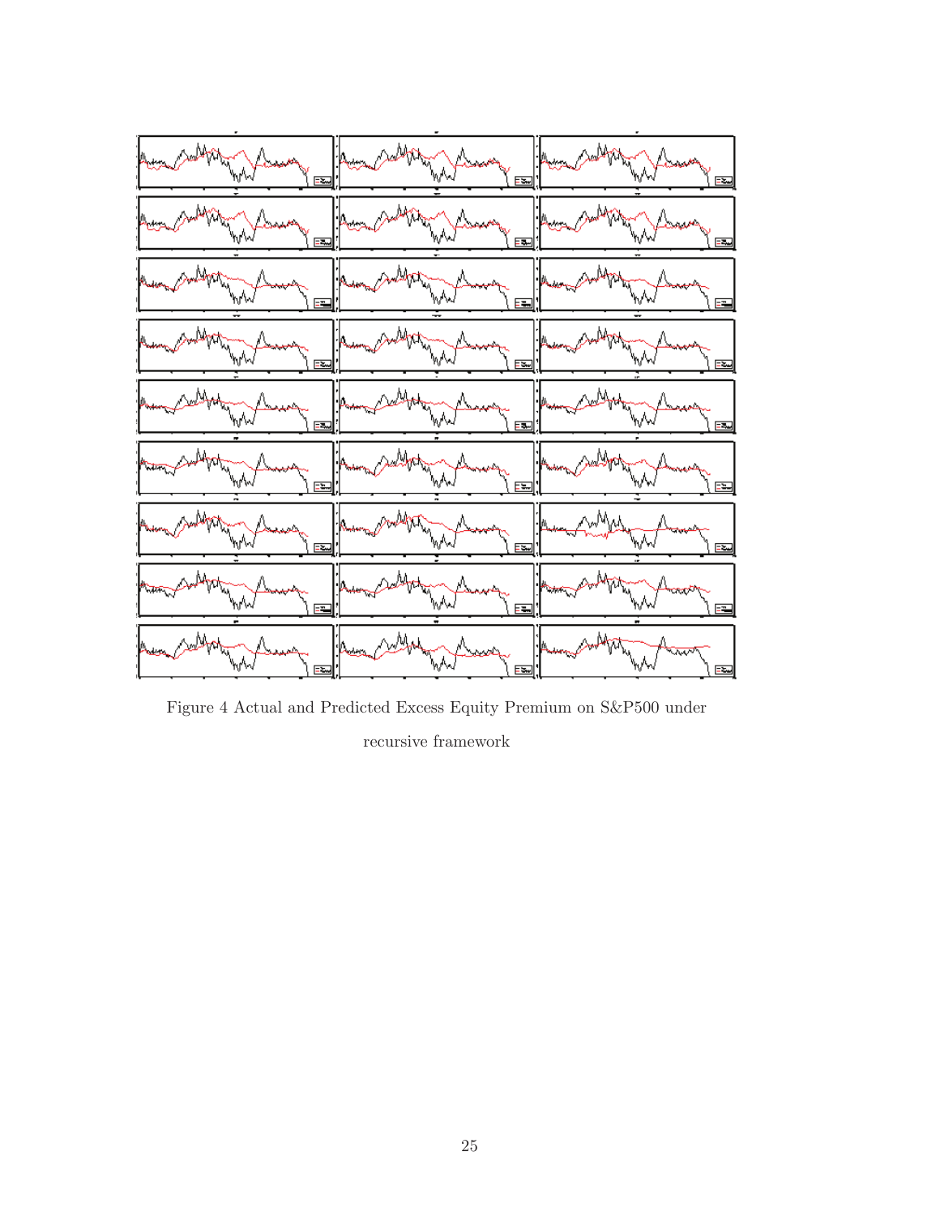Figure 4 Actual and Predicted Excess Equity Premium on S&P500 under recursive framework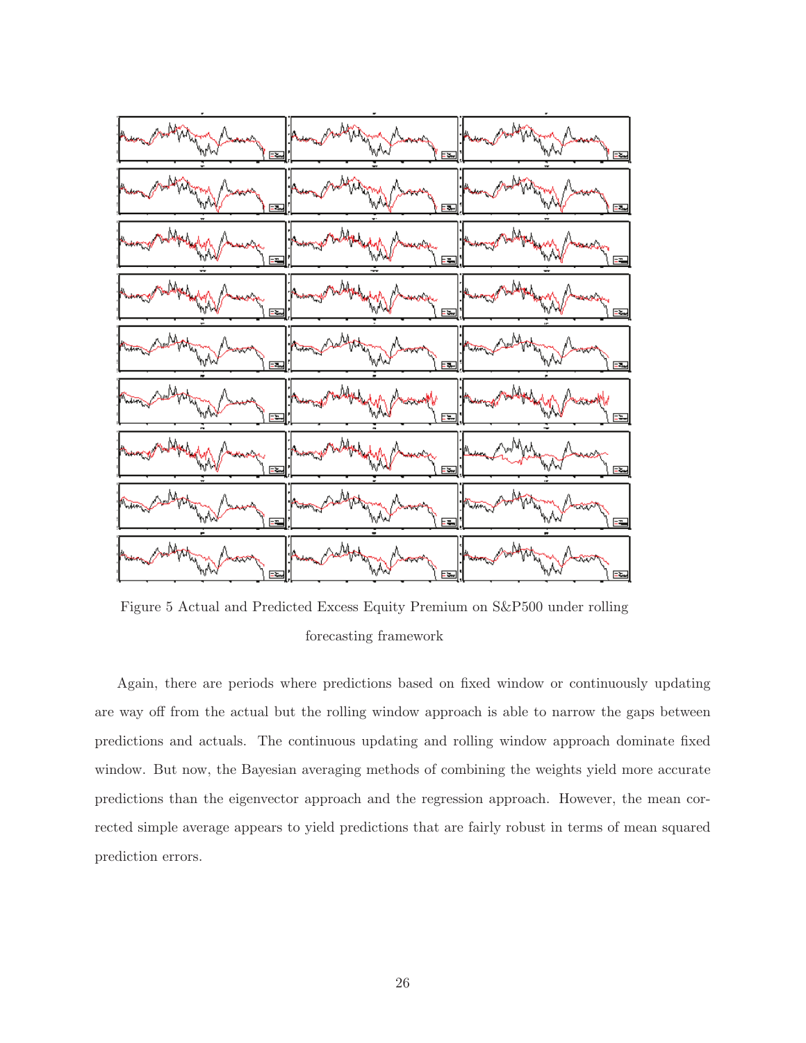Figure 5 Actual and Predicted Excess Equity Premium on S&P500 under rolling forecasting framework

Again, there are periods where predictions based on fixed window or continuously updating are way off from the actual but the rolling window approach is able to narrow the gaps between predictions and actuals. The continuous updating and rolling window approach dominate fixed window. But now, the Bayesian averaging methods of combining the weights yield more accurate predictions than the eigenvector approach and the regression approach. However, the mean corrected simple average appears to yield predictions that are fairly robust in terms of mean squared prediction errors.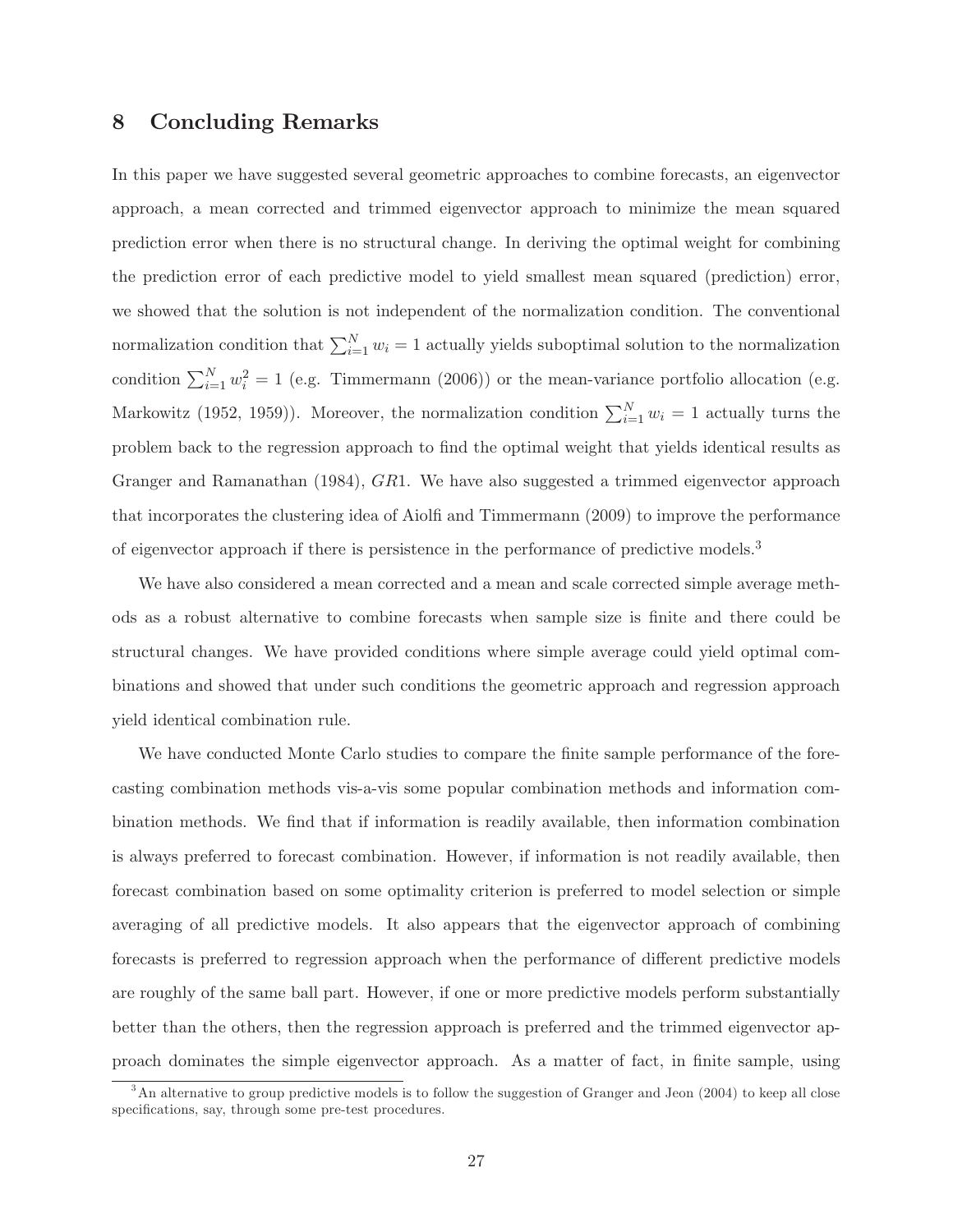## 8 Concluding Remarks

In this paper we have suggested several geometric approaches to combine forecasts, an eigenvector approach, a mean corrected and trimmed eigenvector approach to minimize the mean squared prediction error when there is no structural change. In deriving the optimal weight for combining the prediction error of each predictive model to yield smallest mean squared (prediction) error, we showed that the solution is not independent of the normalization condition. The conventional normalization condition that $\sum_{i=1}^{N} w_i = 1$ actually yields suboptimal solution to the normalization condition $\sum_{i=1}^{N} w_i^2 = 1$ (e.g. Timmermann (2006)) or the mean-variance portfolio allocation (e.g. Markowitz (1952, 1959)). Moreover, the normalization condition $\sum_{i=1}^{N} w_i = 1$ actually turns the problem back to the regression approach to find the optimal weight that yields identical results as Granger and Ramanathan (1984), *GR*1. We have also suggested a trimmed eigenvector approach that incorporates the clustering idea of Aiolfi and Timmermann (2009) to improve the performance of eigenvector approach if there is persistence in the performance of predictive models.[3]

We have also considered a mean corrected and a mean and scale corrected simple average methods as a robust alternative to combine forecasts when sample size is finite and there could be structural changes. We have provided conditions where simple average could yield optimal combinations and showed that under such conditions the geometric approach and regression approach yield identical combination rule.

We have conducted Monte Carlo studies to compare the finite sample performance of the forecasting combination methods vis-a-vis some popular combination methods and information combination methods. We find that if information is readily available, then information combination is always preferred to forecast combination. However, if information is not readily available, then forecast combination based on some optimality criterion is preferred to model selection or simple averaging of all predictive models. It also appears that the eigenvector approach of combining forecasts is preferred to regression approach when the performance of different predictive models are roughly of the same ball part. However, if one or more predictive models perform substantially better than the others, then the regression approach is preferred and the trimmed eigenvector approach dominates the simple eigenvector approach. As a matter of fact, in finite sample, using

[3]An alternative to group predictive models is to follow the suggestion of Granger and Jeon (2004) to keep all close specifications, say, through some pre-test procedures.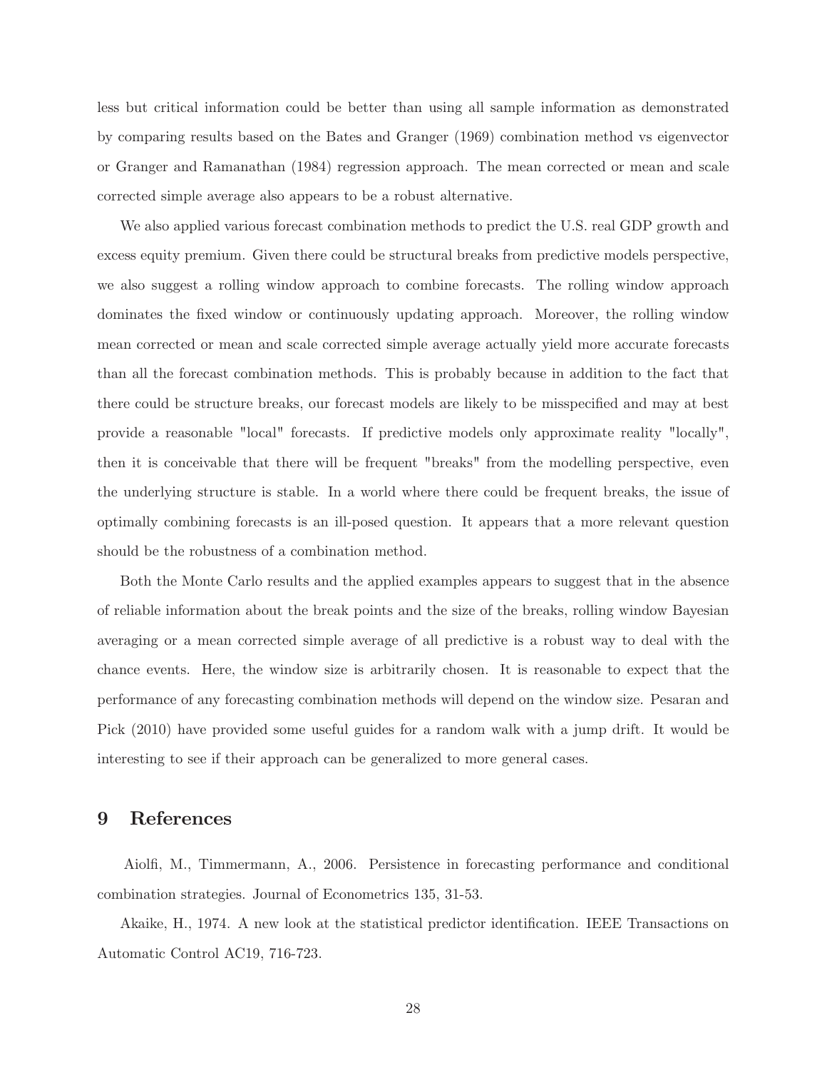less but critical information could be better than using all sample information as demonstrated by comparing results based on the Bates and Granger (1969) combination method vs eigenvector or Granger and Ramanathan (1984) regression approach. The mean corrected or mean and scale corrected simple average also appears to be a robust alternative.

We also applied various forecast combination methods to predict the U.S. real GDP growth and excess equity premium. Given there could be structural breaks from predictive models perspective, we also suggest a rolling window approach to combine forecasts. The rolling window approach dominates the fixed window or continuously updating approach. Moreover, the rolling window mean corrected or mean and scale corrected simple average actually yield more accurate forecasts than all the forecast combination methods. This is probably because in addition to the fact that there could be structure breaks, our forecast models are likely to be misspecified and may at best provide a reasonable "local" forecasts. If predictive models only approximate reality "locally", then it is conceivable that there will be frequent "breaks" from the modelling perspective, even the underlying structure is stable. In a world where there could be frequent breaks, the issue of optimally combining forecasts is an ill-posed question. It appears that a more relevant question should be the robustness of a combination method.

Both the Monte Carlo results and the applied examples appears to suggest that in the absence of reliable information about the break points and the size of the breaks, rolling window Bayesian averaging or a mean corrected simple average of all predictive is a robust way to deal with the chance events. Here, the window size is arbitrarily chosen. It is reasonable to expect that the performance of any forecasting combination methods will depend on the window size. Pesaran and Pick (2010) have provided some useful guides for a random walk with a jump drift. It would be interesting to see if their approach can be generalized to more general cases.

# 9 References

Aiolfi, M., Timmermann, A., 2006. Persistence in forecasting performance and conditional combination strategies. Journal of Econometrics 135, 31-53.

Akaike, H., 1974. A new look at the statistical predictor identification. IEEE Transactions on Automatic Control AC19, 716-723.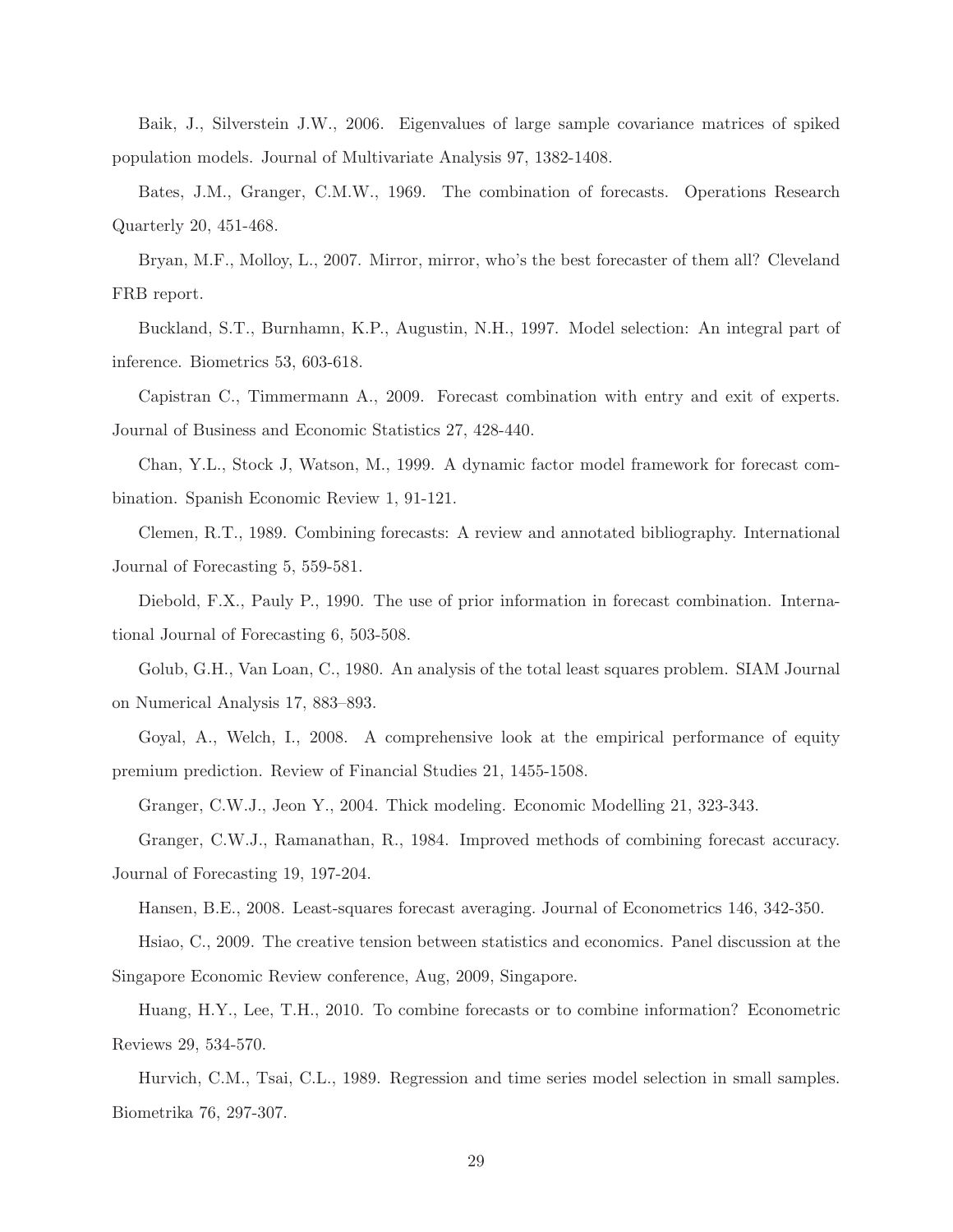Baik, J., Silverstein J.W., 2006. Eigenvalues of large sample covariance matrices of spiked population models. Journal of Multivariate Analysis 97, 1382-1408.

Bates, J.M., Granger, C.M.W., 1969. The combination of forecasts. Operations Research Quarterly 20, 451-468.

Bryan, M.F., Molloy, L., 2007. Mirror, mirror, who's the best forecaster of them all? Cleveland FRB report.

Buckland, S.T., Burnhamn, K.P., Augustin, N.H., 1997. Model selection: An integral part of inference. Biometrics 53, 603-618.

Capistran C., Timmermann A., 2009. Forecast combination with entry and exit of experts. Journal of Business and Economic Statistics 27, 428-440.

Chan, Y.L., Stock J, Watson, M., 1999. A dynamic factor model framework for forecast combination. Spanish Economic Review 1, 91-121.

Clemen, R.T., 1989. Combining forecasts: A review and annotated bibliography. International Journal of Forecasting 5, 559-581.

Diebold, F.X., Pauly P., 1990. The use of prior information in forecast combination. International Journal of Forecasting 6, 503-508.

Golub, G.H., Van Loan, C., 1980. An analysis of the total least squares problem. SIAM Journal on Numerical Analysis 17, 883–893.

Goyal, A., Welch, I., 2008. A comprehensive look at the empirical performance of equity premium prediction. Review of Financial Studies 21, 1455-1508.

Granger, C.W.J., Jeon Y., 2004. Thick modeling. Economic Modelling 21, 323-343.

Granger, C.W.J., Ramanathan, R., 1984. Improved methods of combining forecast accuracy. Journal of Forecasting 19, 197-204.

Hansen, B.E., 2008. Least-squares forecast averaging. Journal of Econometrics 146, 342-350.

Hsiao, C., 2009. The creative tension between statistics and economics. Panel discussion at the Singapore Economic Review conference, Aug, 2009, Singapore.

Huang, H.Y., Lee, T.H., 2010. To combine forecasts or to combine information? Econometric Reviews 29, 534-570.

Hurvich, C.M., Tsai, C.L., 1989. Regression and time series model selection in small samples. Biometrika 76, 297-307.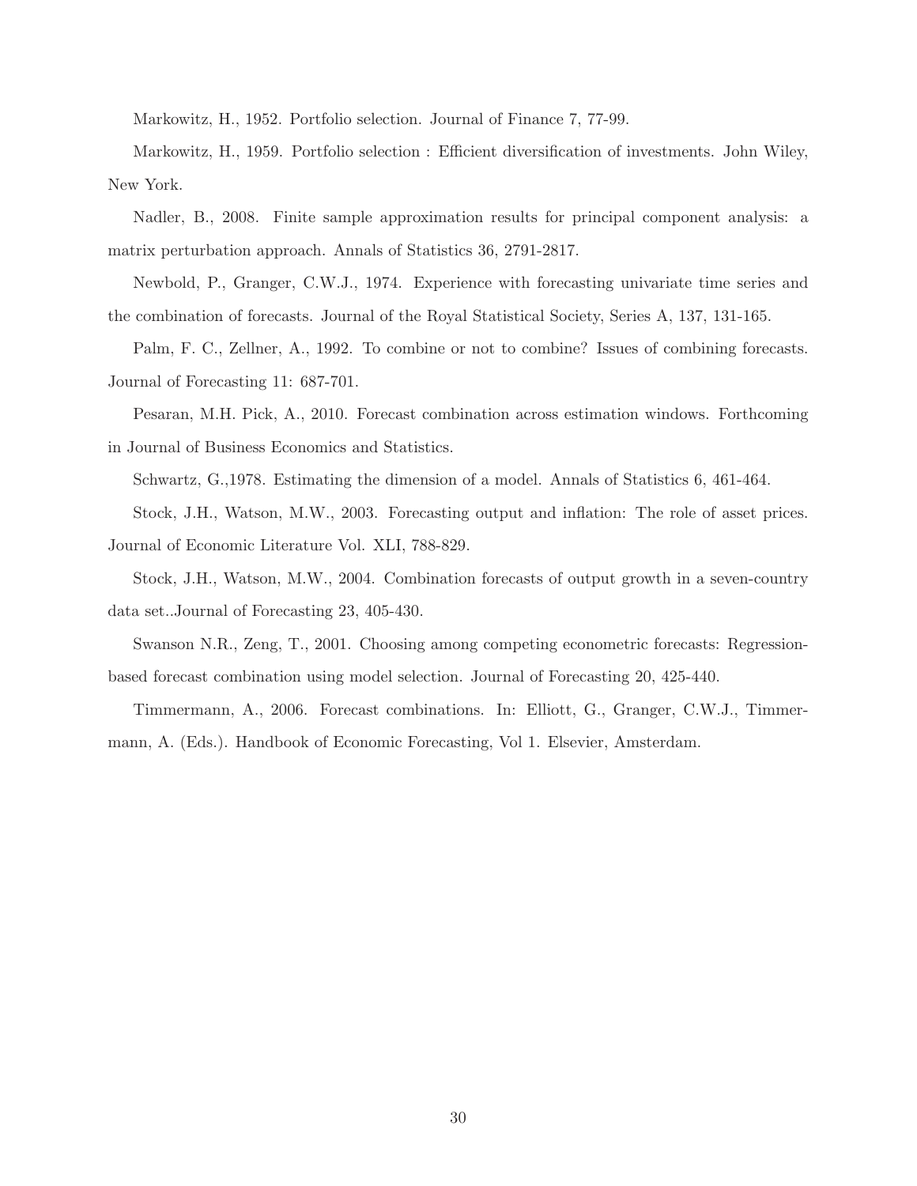Markowitz, H., 1952. Portfolio selection. Journal of Finance 7, 77-99.

Markowitz, H., 1959. Portfolio selection : Efficient diversification of investments. John Wiley, New York.

Nadler, B., 2008. Finite sample approximation results for principal component analysis: a matrix perturbation approach. Annals of Statistics 36, 2791-2817.

Newbold, P., Granger, C.W.J., 1974. Experience with forecasting univariate time series and the combination of forecasts. Journal of the Royal Statistical Society, Series A, 137, 131-165.

Palm, F. C., Zellner, A., 1992. To combine or not to combine? Issues of combining forecasts. Journal of Forecasting 11: 687-701.

Pesaran, M.H. Pick, A., 2010. Forecast combination across estimation windows. Forthcoming in Journal of Business Economics and Statistics.

Schwartz, G.,1978. Estimating the dimension of a model. Annals of Statistics 6, 461-464.

Stock, J.H., Watson, M.W., 2003. Forecasting output and inflation: The role of asset prices. Journal of Economic Literature Vol. XLI, 788-829.

Stock, J.H., Watson, M.W., 2004. Combination forecasts of output growth in a seven-country data set..Journal of Forecasting 23, 405-430.

Swanson N.R., Zeng, T., 2001. Choosing among competing econometric forecasts: Regression-based forecast combination using model selection. Journal of Forecasting 20, 425-440.

Timmermann, A., 2006. Forecast combinations. In: Elliott, G., Granger, C.W.J., Timmermann, A. (Eds.). Handbook of Economic Forecasting, Vol 1. Elsevier, Amsterdam.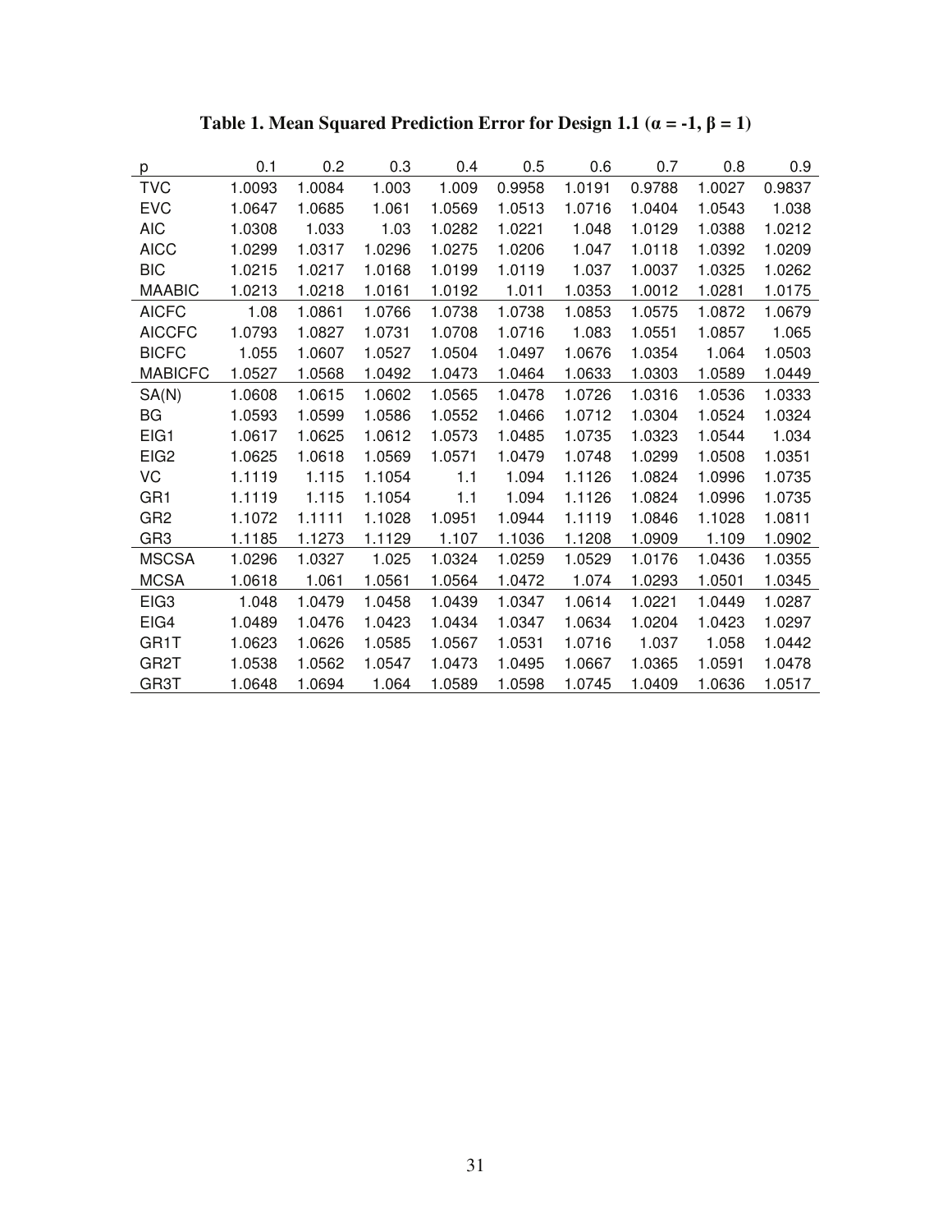**Table 1. Mean Squared Prediction Error for Design 1.1 ($\alpha$ = -1, $\beta$ = 1)**

| p | 0.1 | 0.2 | 0.3 | 0.4 | 0.5 | 0.6 | 0.7 | 0.8 | 0.9 |
|---|---|---|---|---|---|---|---|---|---|
| TVC | 1.0093 | 1.0084 | 1.003 | 1.009 | 0.9958 | 1.0191 | 0.9788 | 1.0027 | 0.9837 |
| EVC | 1.0647 | 1.0685 | 1.061 | 1.0569 | 1.0513 | 1.0716 | 1.0404 | 1.0543 | 1.038 |
| AIC | 1.0308 | 1.033 | 1.03 | 1.0282 | 1.0221 | 1.048 | 1.0129 | 1.0388 | 1.0212 |
| AICC | 1.0299 | 1.0317 | 1.0296 | 1.0275 | 1.0206 | 1.047 | 1.0118 | 1.0392 | 1.0209 |
| BIC | 1.0215 | 1.0217 | 1.0168 | 1.0199 | 1.0119 | 1.037 | 1.0037 | 1.0325 | 1.0262 |
| MAABIC | 1.0213 | 1.0218 | 1.0161 | 1.0192 | 1.011 | 1.0353 | 1.0012 | 1.0281 | 1.0175 |
| AICFC | 1.08 | 1.0861 | 1.0766 | 1.0738 | 1.0738 | 1.0853 | 1.0575 | 1.0872 | 1.0679 |
| AICCFC | 1.0793 | 1.0827 | 1.0731 | 1.0708 | 1.0716 | 1.083 | 1.0551 | 1.0857 | 1.065 |
| BICFC | 1.055 | 1.0607 | 1.0527 | 1.0504 | 1.0497 | 1.0676 | 1.0354 | 1.064 | 1.0503 |
| MABICFC | 1.0527 | 1.0568 | 1.0492 | 1.0473 | 1.0464 | 1.0633 | 1.0303 | 1.0589 | 1.0449 |
| SA(N) | 1.0608 | 1.0615 | 1.0602 | 1.0565 | 1.0478 | 1.0726 | 1.0316 | 1.0536 | 1.0333 |
| BG | 1.0593 | 1.0599 | 1.0586 | 1.0552 | 1.0466 | 1.0712 | 1.0304 | 1.0524 | 1.0324 |
| EIG1 | 1.0617 | 1.0625 | 1.0612 | 1.0573 | 1.0485 | 1.0735 | 1.0323 | 1.0544 | 1.034 |
| EIG2 | 1.0625 | 1.0618 | 1.0569 | 1.0571 | 1.0479 | 1.0748 | 1.0299 | 1.0508 | 1.0351 |
| VC | 1.1119 | 1.115 | 1.1054 | 1.1 | 1.094 | 1.1126 | 1.0824 | 1.0996 | 1.0735 |
| GR1 | 1.1119 | 1.115 | 1.1054 | 1.1 | 1.094 | 1.1126 | 1.0824 | 1.0996 | 1.0735 |
| GR2 | 1.1072 | 1.1111 | 1.1028 | 1.0951 | 1.0944 | 1.1119 | 1.0846 | 1.1028 | 1.0811 |
| GR3 | 1.1185 | 1.1273 | 1.1129 | 1.107 | 1.1036 | 1.1208 | 1.0909 | 1.109 | 1.0902 |
| MSCSA | 1.0296 | 1.0327 | 1.025 | 1.0324 | 1.0259 | 1.0529 | 1.0176 | 1.0436 | 1.0355 |
| MCSA | 1.0618 | 1.061 | 1.0561 | 1.0564 | 1.0472 | 1.074 | 1.0293 | 1.0501 | 1.0345 |
| EIG3 | 1.048 | 1.0479 | 1.0458 | 1.0439 | 1.0347 | 1.0614 | 1.0221 | 1.0449 | 1.0287 |
| EIG4 | 1.0489 | 1.0476 | 1.0423 | 1.0434 | 1.0347 | 1.0634 | 1.0204 | 1.0423 | 1.0297 |
| GR1T | 1.0623 | 1.0626 | 1.0585 | 1.0567 | 1.0531 | 1.0716 | 1.037 | 1.058 | 1.0442 |
| GR2T | 1.0538 | 1.0562 | 1.0547 | 1.0473 | 1.0495 | 1.0667 | 1.0365 | 1.0591 | 1.0478 |
| GR3T | 1.0648 | 1.0694 | 1.064 | 1.0589 | 1.0598 | 1.0745 | 1.0409 | 1.0636 | 1.0517 |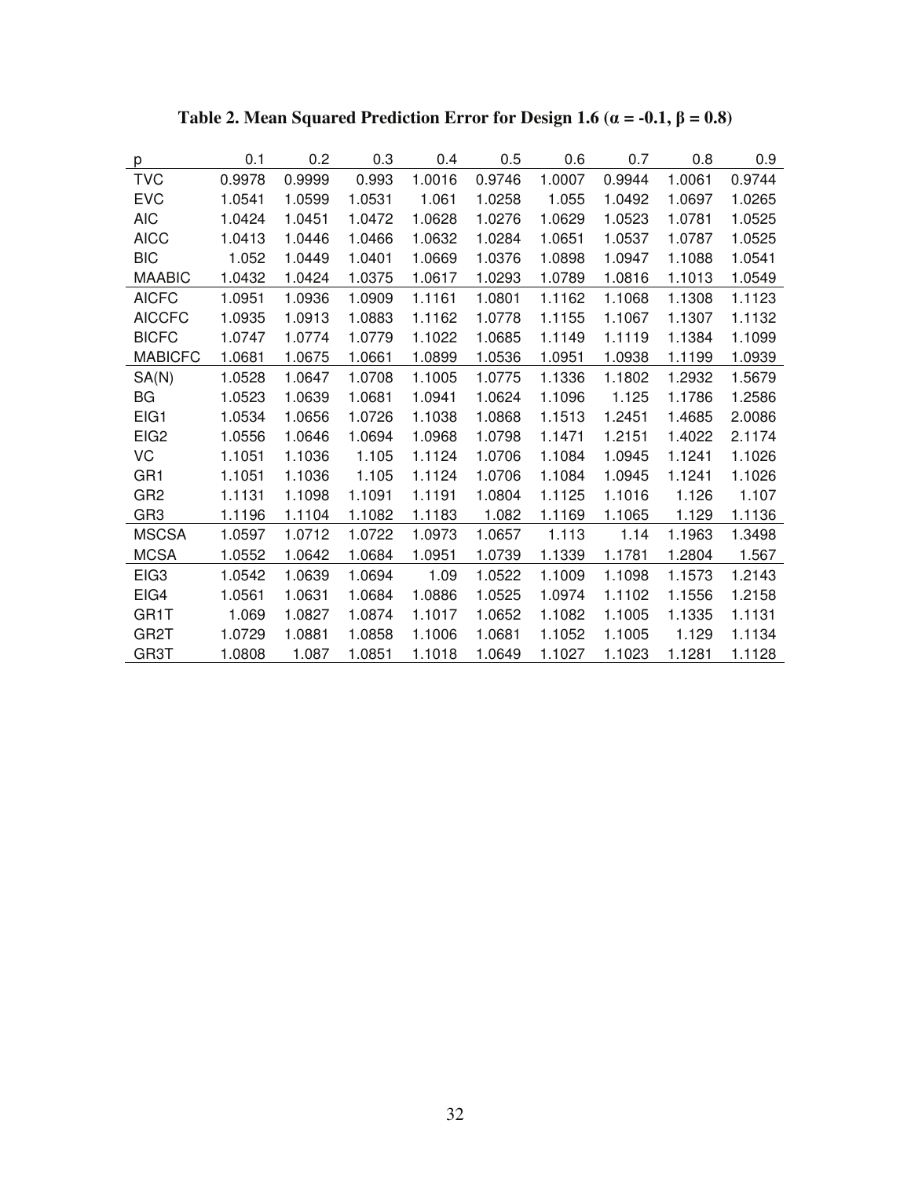**Table 2. Mean Squared Prediction Error for Design 1.6 ($\alpha = -0.1$, $\beta = 0.8$)**

| p | 0.1 | 0.2 | 0.3 | 0.4 | 0.5 | 0.6 | 0.7 | 0.8 | 0.9 |
|---|---|---|---|---|---|---|---|---|---|
| TVC | 0.9978 | 0.9999 | 0.993 | 1.0016 | 0.9746 | 1.0007 | 0.9944 | 1.0061 | 0.9744 |
| EVC | 1.0541 | 1.0599 | 1.0531 | 1.061 | 1.0258 | 1.055 | 1.0492 | 1.0697 | 1.0265 |
| AIC | 1.0424 | 1.0451 | 1.0472 | 1.0628 | 1.0276 | 1.0629 | 1.0523 | 1.0781 | 1.0525 |
| AICC | 1.0413 | 1.0446 | 1.0466 | 1.0632 | 1.0284 | 1.0651 | 1.0537 | 1.0787 | 1.0525 |
| BIC | 1.052 | 1.0449 | 1.0401 | 1.0669 | 1.0376 | 1.0898 | 1.0947 | 1.1088 | 1.0541 |
| MAABIC | 1.0432 | 1.0424 | 1.0375 | 1.0617 | 1.0293 | 1.0789 | 1.0816 | 1.1013 | 1.0549 |
| AICFC | 1.0951 | 1.0936 | 1.0909 | 1.1161 | 1.0801 | 1.1162 | 1.1068 | 1.1308 | 1.1123 |
| AICCFC | 1.0935 | 1.0913 | 1.0883 | 1.1162 | 1.0778 | 1.1155 | 1.1067 | 1.1307 | 1.1132 |
| BICFC | 1.0747 | 1.0774 | 1.0779 | 1.1022 | 1.0685 | 1.1149 | 1.1119 | 1.1384 | 1.1099 |
| MABICFC | 1.0681 | 1.0675 | 1.0661 | 1.0899 | 1.0536 | 1.0951 | 1.0938 | 1.1199 | 1.0939 |
| SA(N) | 1.0528 | 1.0647 | 1.0708 | 1.1005 | 1.0775 | 1.1336 | 1.1802 | 1.2932 | 1.5679 |
| BG | 1.0523 | 1.0639 | 1.0681 | 1.0941 | 1.0624 | 1.1096 | 1.125 | 1.1786 | 1.2586 |
| EIG1 | 1.0534 | 1.0656 | 1.0726 | 1.1038 | 1.0868 | 1.1513 | 1.2451 | 1.4685 | 2.0086 |
| EIG2 | 1.0556 | 1.0646 | 1.0694 | 1.0968 | 1.0798 | 1.1471 | 1.2151 | 1.4022 | 2.1174 |
| VC | 1.1051 | 1.1036 | 1.105 | 1.1124 | 1.0706 | 1.1084 | 1.0945 | 1.1241 | 1.1026 |
| GR1 | 1.1051 | 1.1036 | 1.105 | 1.1124 | 1.0706 | 1.1084 | 1.0945 | 1.1241 | 1.1026 |
| GR2 | 1.1131 | 1.1098 | 1.1091 | 1.1191 | 1.0804 | 1.1125 | 1.1016 | 1.126 | 1.107 |
| GR3 | 1.1196 | 1.1104 | 1.1082 | 1.1183 | 1.082 | 1.1169 | 1.1065 | 1.129 | 1.1136 |
| MSCSA | 1.0597 | 1.0712 | 1.0722 | 1.0973 | 1.0657 | 1.113 | 1.14 | 1.1963 | 1.3498 |
| MCSA | 1.0552 | 1.0642 | 1.0684 | 1.0951 | 1.0739 | 1.1339 | 1.1781 | 1.2804 | 1.567 |
| EIG3 | 1.0542 | 1.0639 | 1.0694 | 1.09 | 1.0522 | 1.1009 | 1.1098 | 1.1573 | 1.2143 |
| EIG4 | 1.0561 | 1.0631 | 1.0684 | 1.0886 | 1.0525 | 1.0974 | 1.1102 | 1.1556 | 1.2158 |
| GR1T | 1.069 | 1.0827 | 1.0874 | 1.1017 | 1.0652 | 1.1082 | 1.1005 | 1.1335 | 1.1131 |
| GR2T | 1.0729 | 1.0881 | 1.0858 | 1.1006 | 1.0681 | 1.1052 | 1.1005 | 1.129 | 1.1134 |
| GR3T | 1.0808 | 1.087 | 1.0851 | 1.1018 | 1.0649 | 1.1027 | 1.1023 | 1.1281 | 1.1128 |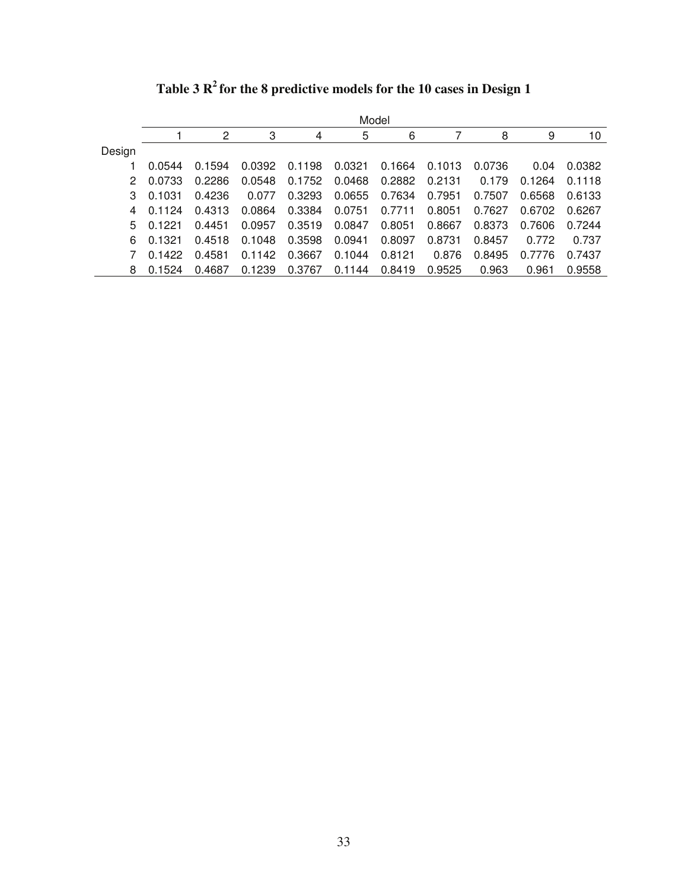**Table 3 $R^2$ for the 8 predictive models for the 10 cases in Design 1**

| | Model | | | | | | | | | |
|---|---|---|---|---|---|---|---|---|---|---|
| | 1 | 2 | 3 | 4 | 5 | 6 | 7 | 8 | 9 | 10 |
| Design | | | | | | | | | | |
| 1 | 0.0544 | 0.1594 | 0.0392 | 0.1198 | 0.0321 | 0.1664 | 0.1013 | 0.0736 | 0.04 | 0.0382 |
| 2 | 0.0733 | 0.2286 | 0.0548 | 0.1752 | 0.0468 | 0.2882 | 0.2131 | 0.179 | 0.1264 | 0.1118 |
| 3 | 0.1031 | 0.4236 | 0.077 | 0.3293 | 0.0655 | 0.7634 | 0.7951 | 0.7507 | 0.6568 | 0.6133 |
| 4 | 0.1124 | 0.4313 | 0.0864 | 0.3384 | 0.0751 | 0.7711 | 0.8051 | 0.7627 | 0.6702 | 0.6267 |
| 5 | 0.1221 | 0.4451 | 0.0957 | 0.3519 | 0.0847 | 0.8051 | 0.8667 | 0.8373 | 0.7606 | 0.7244 |
| 6 | 0.1321 | 0.4518 | 0.1048 | 0.3598 | 0.0941 | 0.8097 | 0.8731 | 0.8457 | 0.772 | 0.737 |
| 7 | 0.1422 | 0.4581 | 0.1142 | 0.3667 | 0.1044 | 0.8121 | 0.876 | 0.8495 | 0.7776 | 0.7437 |
| 8 | 0.1524 | 0.4687 | 0.1239 | 0.3767 | 0.1144 | 0.8419 | 0.9525 | 0.963 | 0.961 | 0.9558 |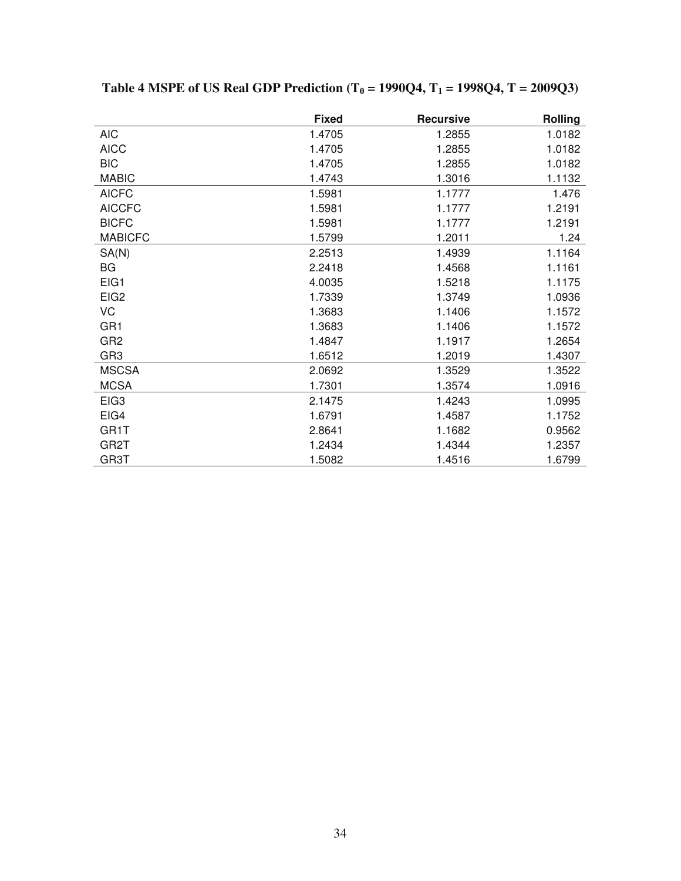**Table 4 MSPE of US Real GDP Prediction ($T_0$ = 1990Q4, $T_1$ = 1998Q4, T = 2009Q3)**

| | Fixed | Recursive | Rolling |
|---|---|---|---|
| AIC | 1.4705 | 1.2855 | 1.0182 |
| AICC | 1.4705 | 1.2855 | 1.0182 |
| BIC | 1.4705 | 1.2855 | 1.0182 |
| MABIC | 1.4743 | 1.3016 | 1.1132 |
| AICFC | 1.5981 | 1.1777 | 1.476 |
| AICCFC | 1.5981 | 1.1777 | 1.2191 |
| BICFC | 1.5981 | 1.1777 | 1.2191 |
| MABICFC | 1.5799 | 1.2011 | 1.24 |
| SA(N) | 2.2513 | 1.4939 | 1.1164 |
| BG | 2.2418 | 1.4568 | 1.1161 |
| EIG1 | 4.0035 | 1.5218 | 1.1175 |
| EIG2 | 1.7339 | 1.3749 | 1.0936 |
| VC | 1.3683 | 1.1406 | 1.1572 |
| GR1 | 1.3683 | 1.1406 | 1.1572 |
| GR2 | 1.4847 | 1.1917 | 1.2654 |
| GR3 | 1.6512 | 1.2019 | 1.4307 |
| MSCSA | 2.0692 | 1.3529 | 1.3522 |
| MCSA | 1.7301 | 1.3574 | 1.0916 |
| EIG3 | 2.1475 | 1.4243 | 1.0995 |
| EIG4 | 1.6791 | 1.4587 | 1.1752 |
| GR1T | 2.8641 | 1.1682 | 0.9562 |
| GR2T | 1.2434 | 1.4344 | 1.2357 |
| GR3T | 1.5082 | 1.4516 | 1.6799 |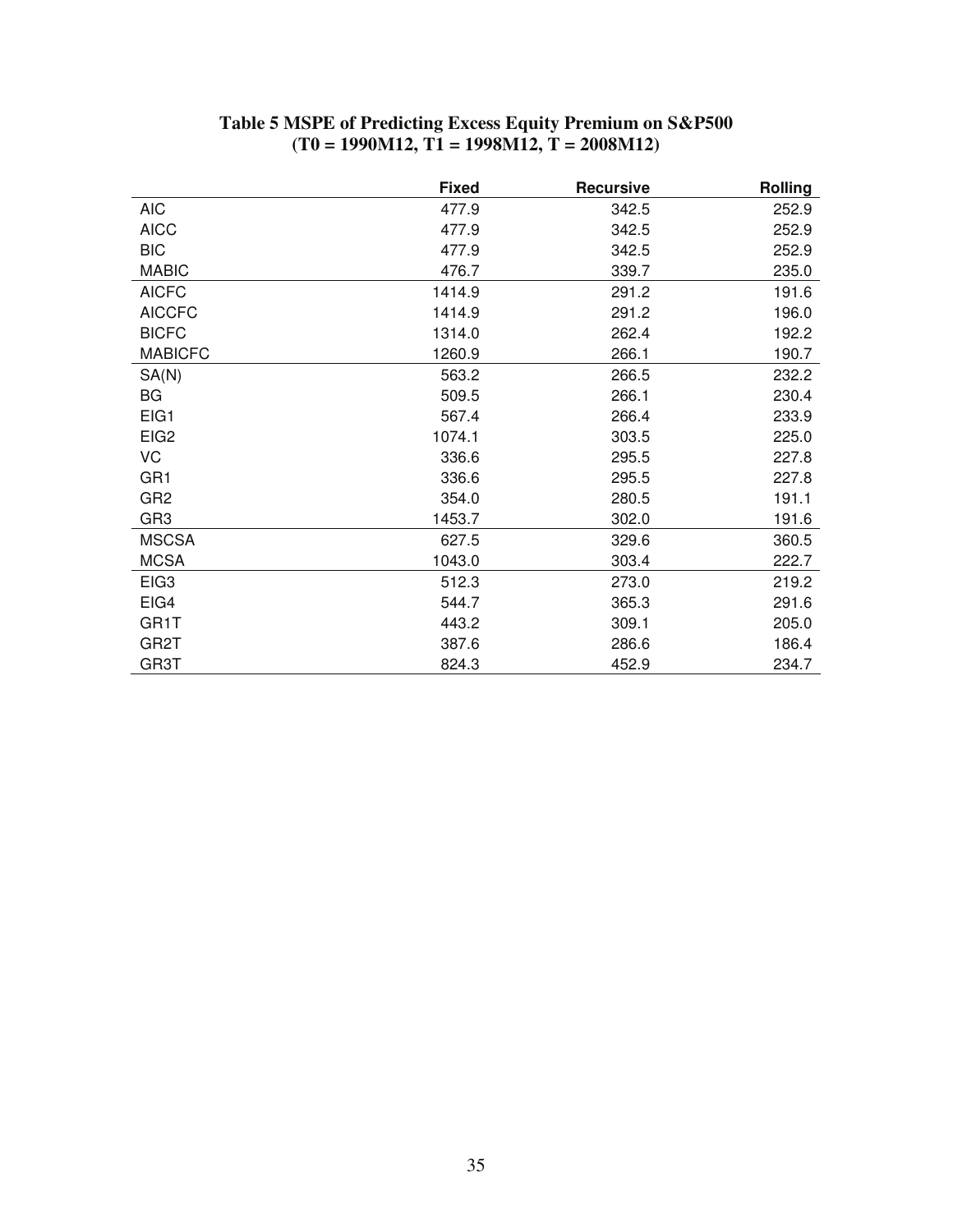**Table 5 MSPE of Predicting Excess Equity Premium on S&P500 (T0 = 1990M12, T1 = 1998M12, T = 2008M12)**

| | Fixed | Recursive | Rolling |
|---|---|---|---|
| AIC | 477.9 | 342.5 | 252.9 |
| AICC | 477.9 | 342.5 | 252.9 |
| BIC | 477.9 | 342.5 | 252.9 |
| MABIC | 476.7 | 339.7 | 235.0 |
| AICFC | 1414.9 | 291.2 | 191.6 |
| AICCFC | 1414.9 | 291.2 | 196.0 |
| BICFC | 1314.0 | 262.4 | 192.2 |
| MABICFC | 1260.9 | 266.1 | 190.7 |
| SA(N) | 563.2 | 266.5 | 232.2 |
| BG | 509.5 | 266.1 | 230.4 |
| EIG1 | 567.4 | 266.4 | 233.9 |
| EIG2 | 1074.1 | 303.5 | 225.0 |
| VC | 336.6 | 295.5 | 227.8 |
| GR1 | 336.6 | 295.5 | 227.8 |
| GR2 | 354.0 | 280.5 | 191.1 |
| GR3 | 1453.7 | 302.0 | 191.6 |
| MSCSA | 627.5 | 329.6 | 360.5 |
| MCSA | 1043.0 | 303.4 | 222.7 |
| EIG3 | 512.3 | 273.0 | 219.2 |
| EIG4 | 544.7 | 365.3 | 291.6 |
| GR1T | 443.2 | 309.1 | 205.0 |
| GR2T | 387.6 | 286.6 | 186.4 |
| GR3T | 824.3 | 452.9 | 234.7 |